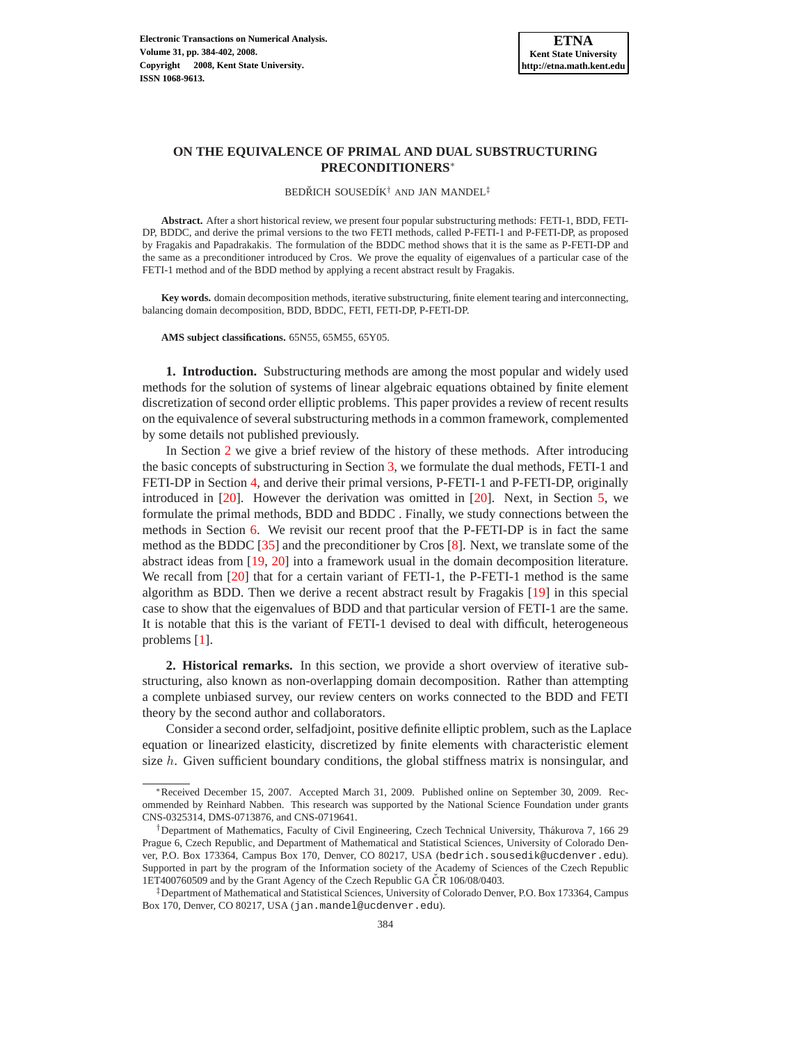# ON THE EQUIVALENCE OF PRIMAL AND DUAL SUBSTRUCTURING PRECONDITIONERS*

BEDŘICH SOUSEDÍK† AND JAN MANDEL‡

**Abstract.** After a short historical review, we present four popular substructuring methods: FETI-1, BDD, FETI-DP, BDDC, and derive the primal versions to the two FETI methods, called P-FETI-1 and P-FETI-DP, as proposed by Fragakis and Papadrakakis. The formulation of the BDDC method shows that it is the same as P-FETI-DP and the same as a preconditioner introduced by Cros. We prove the equality of eigenvalues of a particular case of the FETI-1 method and of the BDD method by applying a recent abstract result by Fragakis.

**Key words.** domain decomposition methods, iterative substructuring, finite element tearing and interconnecting, balancing domain decomposition, BDD, BDDC, FETI, FETI-DP, P-FETI-DP.

**AMS subject classifications.** 65N55, 65M55, 65Y05.

**1. Introduction.** Substructuring methods are among the most popular and widely used methods for the solution of systems of linear algebraic equations obtained by finite element discretization of second order elliptic problems. This paper provides a review of recent results on the equivalence of several substructuring methods in a common framework, complemented by some details not published previously.

In Section 2 we give a brief review of the history of these methods. After introducing the basic concepts of substructuring in Section 3, we formulate the dual methods, FETI-1 and FETI-DP in Section 4, and derive their primal versions, P-FETI-1 and P-FETI-DP, originally introduced in [20]. However the derivation was omitted in [20]. Next, in Section 5, we formulate the primal methods, BDD and BDDC . Finally, we study connections between the methods in Section 6. We revisit our recent proof that the P-FETI-DP is in fact the same method as the BDDC [35] and the preconditioner by Cros [8]. Next, we translate some of the abstract ideas from [19, 20] into a framework usual in the domain decomposition literature. We recall from [20] that for a certain variant of FETI-1, the P-FETI-1 method is the same algorithm as BDD. Then we derive a recent abstract result by Fragakis [19] in this special case to show that the eigenvalues of BDD and that particular version of FETI-1 are the same. It is notable that this is the variant of FETI-1 devised to deal with difficult, heterogeneous problems [1].

**2. Historical remarks.** In this section, we provide a short overview of iterative substructuring, also known as non-overlapping domain decomposition. Rather than attempting a complete unbiased survey, our review centers on works connected to the BDD and FETI theory by the second author and collaborators.

Consider a second order, selfadjoint, positive definite elliptic problem, such as the Laplace equation or linearized elasticity, discretized by finite elements with characteristic element size $h$. Given sufficient boundary conditions, the global stiffness matrix is nonsingular, and

---

*Received December 15, 2007. Accepted March 31, 2009. Published online on September 30, 2009. Recommended by Reinhard Nabben. This research was supported by the National Science Foundation under grants CNS-0325314, DMS-0713876, and CNS-0719641.

†Department of Mathematics, Faculty of Civil Engineering, Czech Technical University, Thákurova 7, 166 29 Prague 6, Czech Republic, and Department of Mathematical and Statistical Sciences, University of Colorado Denver, P.O. Box 173364, Campus Box 170, Denver, CO 80217, USA (bedrich.sousedik@ucdenver.edu). Supported in part by the program of the Information society of the Academy of Sciences of the Czech Republic 1ET400760509 and by the Grant Agency of the Czech Republic GA ČR 106/08/0403.

‡Department of Mathematical and Statistical Sciences, University of Colorado Denver, P.O. Box 173364, Campus Box 170, Denver, CO 80217, USA (jan.mandel@ucdenver.edu).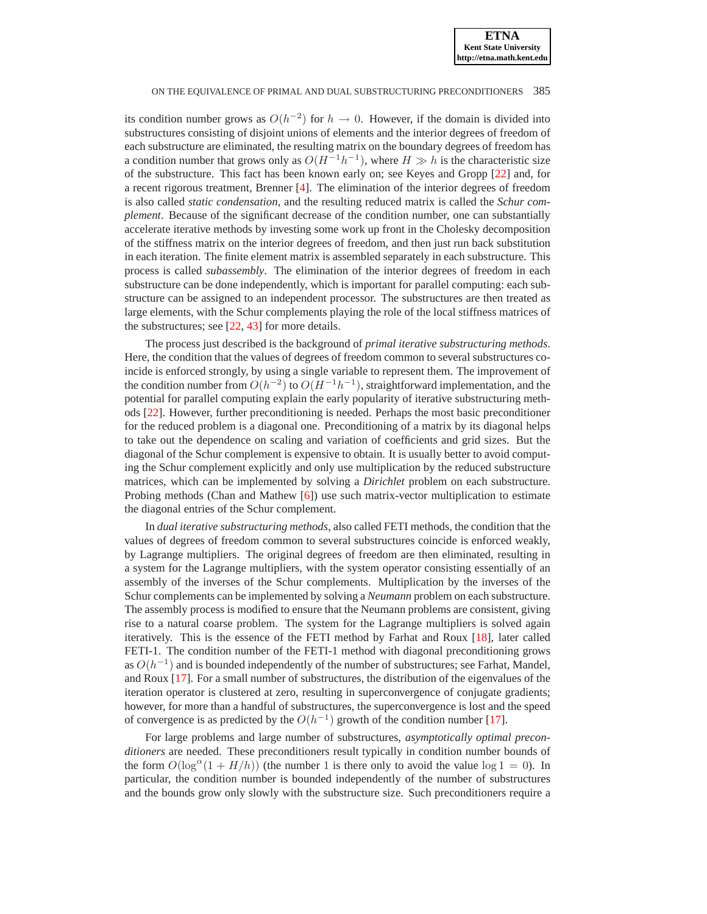its condition number grows as $O(h^{-2})$ for $h \to 0$. However, if the domain is divided into substructures consisting of disjoint unions of elements and the interior degrees of freedom of each substructure are eliminated, the resulting matrix on the boundary degrees of freedom has a condition number that grows only as $O(H^{-1}h^{-1})$, where $H \gg h$ is the characteristic size of the substructure. This fact has been known early on; see Keyes and Gropp [22] and, for a recent rigorous treatment, Brenner [4]. The elimination of the interior degrees of freedom is also called *static condensation*, and the resulting reduced matrix is called the *Schur complement*. Because of the significant decrease of the condition number, one can substantially accelerate iterative methods by investing some work up front in the Cholesky decomposition of the stiffness matrix on the interior degrees of freedom, and then just run back substitution in each iteration. The finite element matrix is assembled separately in each substructure. This process is called *subassembly*. The elimination of the interior degrees of freedom in each substructure can be done independently, which is important for parallel computing: each substructure can be assigned to an independent processor. The substructures are then treated as large elements, with the Schur complements playing the role of the local stiffness matrices of the substructures; see [22, 43] for more details.

The process just described is the background of *primal iterative substructuring methods*. Here, the condition that the values of degrees of freedom common to several substructures coincide is enforced strongly, by using a single variable to represent them. The improvement of the condition number from $O(h^{-2})$ to $O(H^{-1}h^{-1})$, straightforward implementation, and the potential for parallel computing explain the early popularity of iterative substructuring methods [22]. However, further preconditioning is needed. Perhaps the most basic preconditioner for the reduced problem is a diagonal one. Preconditioning of a matrix by its diagonal helps to take out the dependence on scaling and variation of coefficients and grid sizes. But the diagonal of the Schur complement is expensive to obtain. It is usually better to avoid computing the Schur complement explicitly and only use multiplication by the reduced substructure matrices, which can be implemented by solving a *Dirichlet* problem on each substructure. Probing methods (Chan and Mathew [6]) use such matrix-vector multiplication to estimate the diagonal entries of the Schur complement.

In *dual iterative substructuring methods*, also called FETI methods, the condition that the values of degrees of freedom common to several substructures coincide is enforced weakly, by Lagrange multipliers. The original degrees of freedom are then eliminated, resulting in a system for the Lagrange multipliers, with the system operator consisting essentially of an assembly of the inverses of the Schur complements. Multiplication by the inverses of the Schur complements can be implemented by solving a *Neumann* problem on each substructure. The assembly process is modified to ensure that the Neumann problems are consistent, giving rise to a natural coarse problem. The system for the Lagrange multipliers is solved again iteratively. This is the essence of the FETI method by Farhat and Roux [18], later called FETI-1. The condition number of the FETI-1 method with diagonal preconditioning grows as $O(h^{-1})$ and is bounded independently of the number of substructures; see Farhat, Mandel, and Roux [17]. For a small number of substructures, the distribution of the eigenvalues of the iteration operator is clustered at zero, resulting in superconvergence of conjugate gradients; however, for more than a handful of substructures, the superconvergence is lost and the speed of convergence is as predicted by the $O(h^{-1})$ growth of the condition number [17].

For large problems and large number of substructures, *asymptotically optimal preconditioners* are needed. These preconditioners result typically in condition number bounds of the form $O(\log^{\alpha}(1 + H/h))$ (the number $1$ is there only to avoid the value $\log 1 = 0$). In particular, the condition number is bounded independently of the number of substructures and the bounds grow only slowly with the substructure size. Such preconditioners require a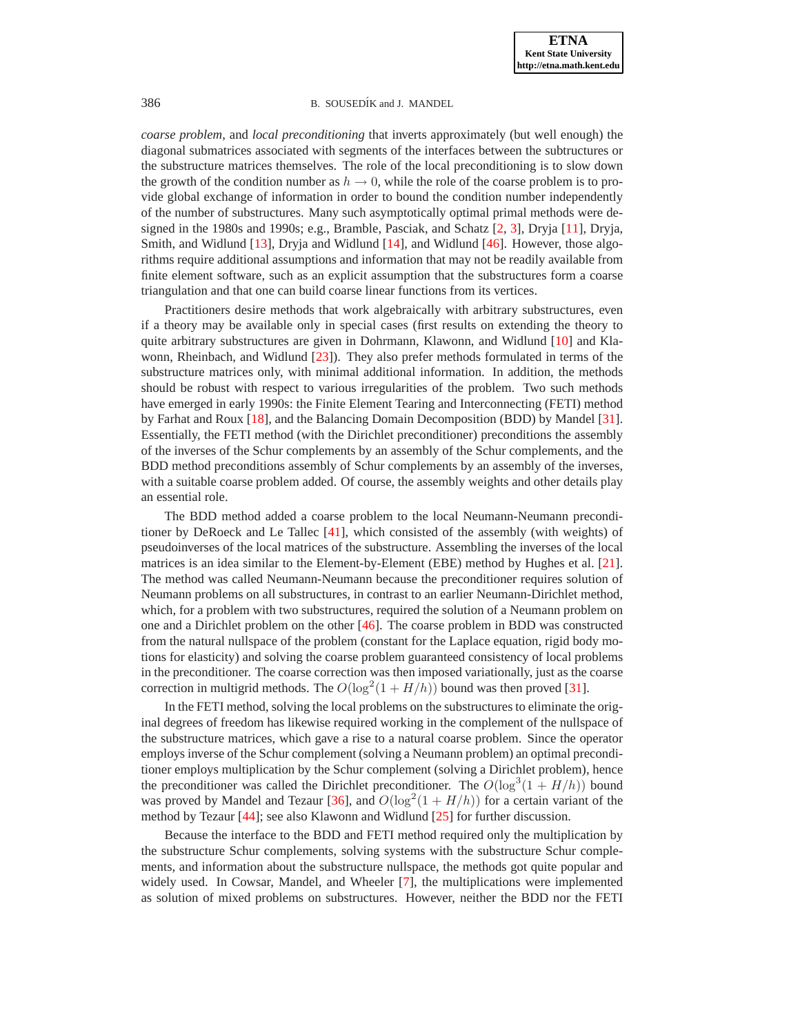*coarse problem*, and *local preconditioning* that inverts approximately (but well enough) the diagonal submatrices associated with segments of the interfaces between the subtructures or the substructure matrices themselves. The role of the local preconditioning is to slow down the growth of the condition number as $h \to 0$, while the role of the coarse problem is to provide global exchange of information in order to bound the condition number independently of the number of substructures. Many such asymptotically optimal primal methods were designed in the 1980s and 1990s; e.g., Bramble, Pasciak, and Schatz [2, 3], Dryja [11], Dryja, Smith, and Widlund [13], Dryja and Widlund [14], and Widlund [46]. However, those algorithms require additional assumptions and information that may not be readily available from finite element software, such as an explicit assumption that the substructures form a coarse triangulation and that one can build coarse linear functions from its vertices.

Practitioners desire methods that work algebraically with arbitrary substructures, even if a theory may be available only in special cases (first results on extending the theory to quite arbitrary substructures are given in Dohrmann, Klawonn, and Widlund [10] and Klawonn, Rheinbach, and Widlund [23]). They also prefer methods formulated in terms of the substructure matrices only, with minimal additional information. In addition, the methods should be robust with respect to various irregularities of the problem. Two such methods have emerged in early 1990s: the Finite Element Tearing and Interconnecting (FETI) method by Farhat and Roux [18], and the Balancing Domain Decomposition (BDD) by Mandel [31]. Essentially, the FETI method (with the Dirichlet preconditioner) preconditions the assembly of the inverses of the Schur complements by an assembly of the Schur complements, and the BDD method preconditions assembly of Schur complements by an assembly of the inverses, with a suitable coarse problem added. Of course, the assembly weights and other details play an essential role.

The BDD method added a coarse problem to the local Neumann-Neumann preconditioner by DeRoeck and Le Tallec [41], which consisted of the assembly (with weights) of pseudoinverses of the local matrices of the substructure. Assembling the inverses of the local matrices is an idea similar to the Element-by-Element (EBE) method by Hughes et al. [21]. The method was called Neumann-Neumann because the preconditioner requires solution of Neumann problems on all substructures, in contrast to an earlier Neumann-Dirichlet method, which, for a problem with two substructures, required the solution of a Neumann problem on one and a Dirichlet problem on the other [46]. The coarse problem in BDD was constructed from the natural nullspace of the problem (constant for the Laplace equation, rigid body motions for elasticity) and solving the coarse problem guaranteed consistency of local problems in the preconditioner. The coarse correction was then imposed variationally, just as the coarse correction in multigrid methods. The $O(\log^2(1 + H/h))$ bound was then proved [31].

In the FETI method, solving the local problems on the substructures to eliminate the original degrees of freedom has likewise required working in the complement of the nullspace of the substructure matrices, which gave a rise to a natural coarse problem. Since the operator employs inverse of the Schur complement (solving a Neumann problem) an optimal preconditioner employs multiplication by the Schur complement (solving a Dirichlet problem), hence the preconditioner was called the Dirichlet preconditioner. The $O(\log^3(1 + H/h))$ bound was proved by Mandel and Tezaur [36], and $O(\log^2(1 + H/h))$ for a certain variant of the method by Tezaur [44]; see also Klawonn and Widlund [25] for further discussion.

Because the interface to the BDD and FETI method required only the multiplication by the substructure Schur complements, solving systems with the substructure Schur complements, and information about the substructure nullspace, the methods got quite popular and widely used. In Cowsar, Mandel, and Wheeler [7], the multiplications were implemented as solution of mixed problems on substructures. However, neither the BDD nor the FETI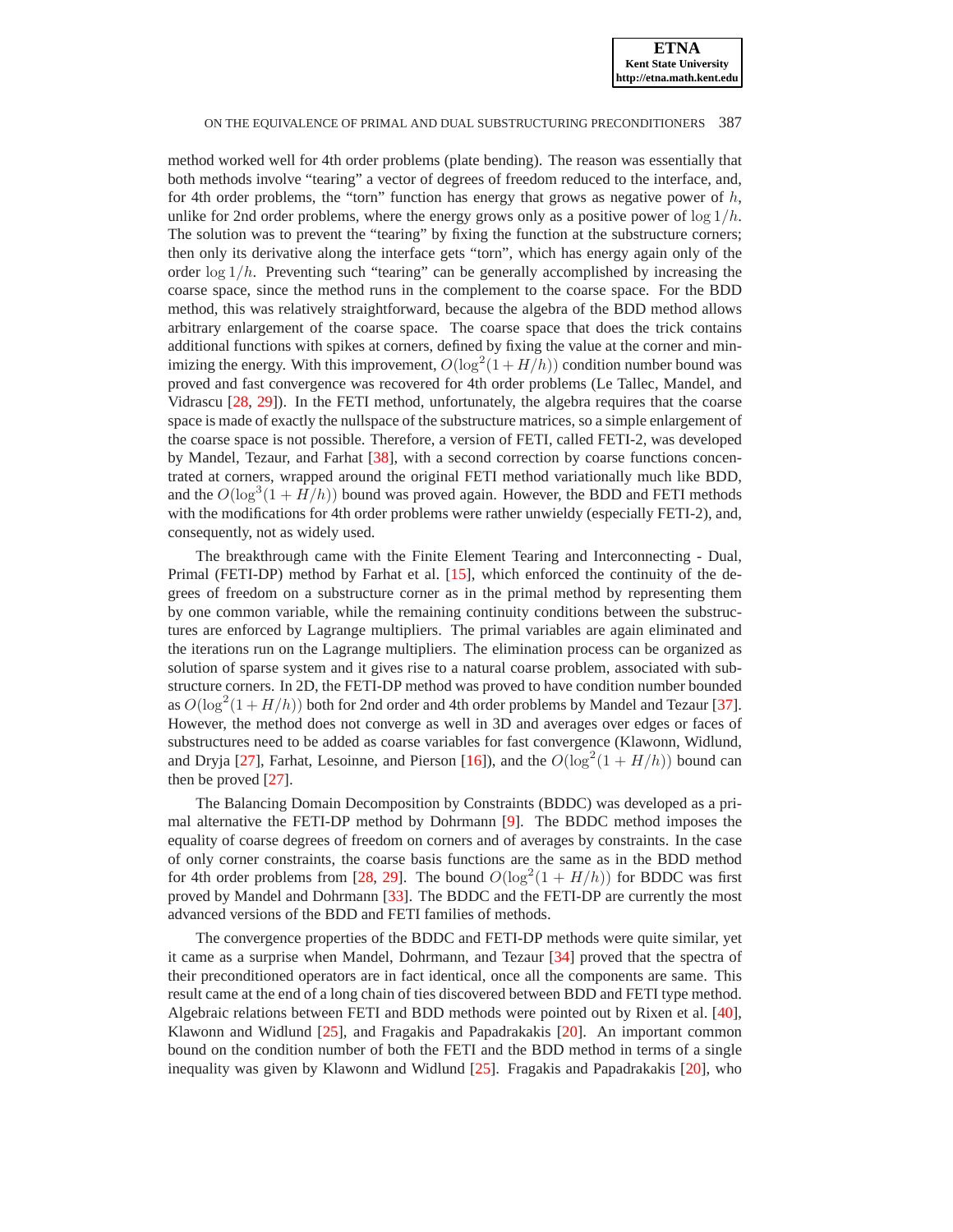method worked well for 4th order problems (plate bending). The reason was essentially that both methods involve "tearing" a vector of degrees of freedom reduced to the interface, and, for 4th order problems, the "torn" function has energy that grows as negative power of $h$, unlike for 2nd order problems, where the energy grows only as a positive power of $\log 1/h$. The solution was to prevent the "tearing" by fixing the function at the substructure corners; then only its derivative along the interface gets "torn", which has energy again only of the order $\log 1/h$. Preventing such "tearing" can be generally accomplished by increasing the coarse space, since the method runs in the complement to the coarse space. For the BDD method, this was relatively straightforward, because the algebra of the BDD method allows arbitrary enlargement of the coarse space. The coarse space that does the trick contains additional functions with spikes at corners, defined by fixing the value at the corner and minimizing the energy. With this improvement, $O(\log^2(1 + H/h))$ condition number bound was proved and fast convergence was recovered for 4th order problems (Le Tallec, Mandel, and Vidrascu [28, 29]). In the FETI method, unfortunately, the algebra requires that the coarse space is made of exactly the nullspace of the substructure matrices, so a simple enlargement of the coarse space is not possible. Therefore, a version of FETI, called FETI-2, was developed by Mandel, Tezaur, and Farhat [38], with a second correction by coarse functions concentrated at corners, wrapped around the original FETI method variationally much like BDD, and the $O(\log^3(1 + H/h))$ bound was proved again. However, the BDD and FETI methods with the modifications for 4th order problems were rather unwieldy (especially FETI-2), and, consequently, not as widely used.

The breakthrough came with the Finite Element Tearing and Interconnecting - Dual, Primal (FETI-DP) method by Farhat et al. [15], which enforced the continuity of the degrees of freedom on a substructure corner as in the primal method by representing them by one common variable, while the remaining continuity conditions between the substructures are enforced by Lagrange multipliers. The primal variables are again eliminated and the iterations run on the Lagrange multipliers. The elimination process can be organized as solution of sparse system and it gives rise to a natural coarse problem, associated with substructure corners. In 2D, the FETI-DP method was proved to have condition number bounded as $O(\log^2(1 + H/h))$ both for 2nd order and 4th order problems by Mandel and Tezaur [37]. However, the method does not converge as well in 3D and averages over edges or faces of substructures need to be added as coarse variables for fast convergence (Klawonn, Widlund, and Dryja [27], Farhat, Lesoinne, and Pierson [16]), and the $O(\log^2(1 + H/h))$ bound can then be proved [27].

The Balancing Domain Decomposition by Constraints (BDDC) was developed as a primal alternative the FETI-DP method by Dohrmann [9]. The BDDC method imposes the equality of coarse degrees of freedom on corners and of averages by constraints. In the case of only corner constraints, the coarse basis functions are the same as in the BDD method for 4th order problems from [28, 29]. The bound $O(\log^2(1 + H/h))$ for BDDC was first proved by Mandel and Dohrmann [33]. The BDDC and the FETI-DP are currently the most advanced versions of the BDD and FETI families of methods.

The convergence properties of the BDDC and FETI-DP methods were quite similar, yet it came as a surprise when Mandel, Dohrmann, and Tezaur [34] proved that the spectra of their preconditioned operators are in fact identical, once all the components are same. This result came at the end of a long chain of ties discovered between BDD and FETI type method. Algebraic relations between FETI and BDD methods were pointed out by Rixen et al. [40], Klawonn and Widlund [25], and Fragakis and Papadrakakis [20]. An important common bound on the condition number of both the FETI and the BDD method in terms of a single inequality was given by Klawonn and Widlund [25]. Fragakis and Papadrakakis [20], who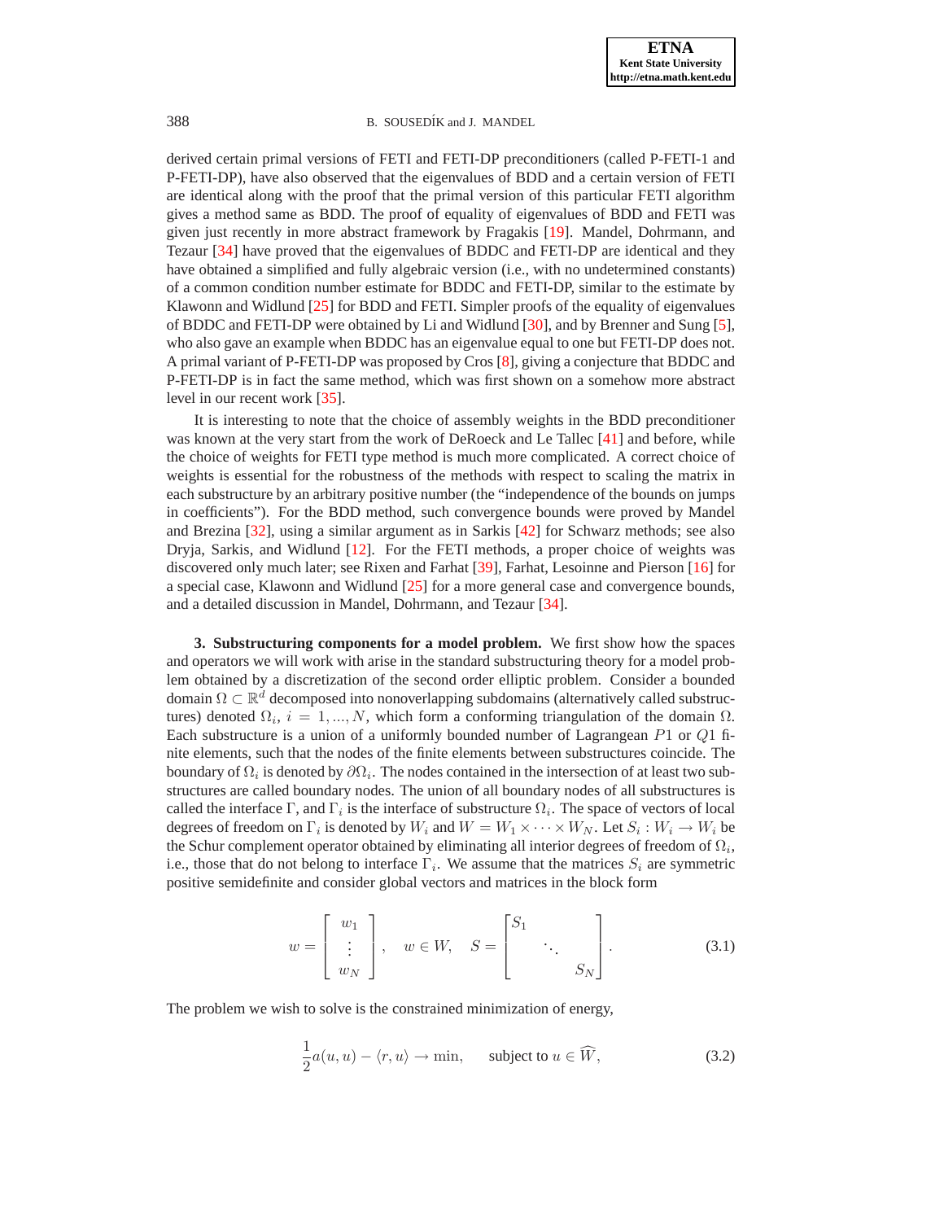derived certain primal versions of FETI and FETI-DP preconditioners (called P-FETI-1 and P-FETI-DP), have also observed that the eigenvalues of BDD and a certain version of FETI are identical along with the proof that the primal version of this particular FETI algorithm gives a method same as BDD. The proof of equality of eigenvalues of BDD and FETI was given just recently in more abstract framework by Fragakis [19]. Mandel, Dohrmann, and Tezaur [34] have proved that the eigenvalues of BDDC and FETI-DP are identical and they have obtained a simplified and fully algebraic version (i.e., with no undetermined constants) of a common condition number estimate for BDDC and FETI-DP, similar to the estimate by Klawonn and Widlund [25] for BDD and FETI. Simpler proofs of the equality of eigenvalues of BDDC and FETI-DP were obtained by Li and Widlund [30], and by Brenner and Sung [5], who also gave an example when BDDC has an eigenvalue equal to one but FETI-DP does not. A primal variant of P-FETI-DP was proposed by Cros [8], giving a conjecture that BDDC and P-FETI-DP is in fact the same method, which was first shown on a somehow more abstract level in our recent work [35].

It is interesting to note that the choice of assembly weights in the BDD preconditioner was known at the very start from the work of DeRoeck and Le Tallec [41] and before, while the choice of weights for FETI type method is much more complicated. A correct choice of weights is essential for the robustness of the methods with respect to scaling the matrix in each substructure by an arbitrary positive number (the "independence of the bounds on jumps in coefficients"). For the BDD method, such convergence bounds were proved by Mandel and Brezina [32], using a similar argument as in Sarkis [42] for Schwarz methods; see also Dryja, Sarkis, and Widlund [12]. For the FETI methods, a proper choice of weights was discovered only much later; see Rixen and Farhat [39], Farhat, Lesoinne and Pierson [16] for a special case, Klawonn and Widlund [25] for a more general case and convergence bounds, and a detailed discussion in Mandel, Dohrmann, and Tezaur [34].

## 3. Substructuring components for a model problem.

We first show how the spaces and operators we will work with arise in the standard substructuring theory for a model problem obtained by a discretization of the second order elliptic problem. Consider a bounded domain $\Omega \subset \mathbb{R}^d$ decomposed into nonoverlapping subdomains (alternatively called substructures) denoted $\Omega_i$, $i = 1, ..., N$, which form a conforming triangulation of the domain $\Omega$. Each substructure is a union of a uniformly bounded number of Lagrangean $P1$ or $Q1$ finite elements, such that the nodes of the finite elements between substructures coincide. The boundary of $\Omega_i$ is denoted by $\partial\Omega_i$. The nodes contained in the intersection of at least two substructures are called boundary nodes. The union of all boundary nodes of all substructures is called the interface $\Gamma$, and $\Gamma_i$ is the interface of substructure $\Omega_i$. The space of vectors of local degrees of freedom on $\Gamma_i$ is denoted by $W_i$ and $W = W_1 \times \cdots \times W_N$. Let $S_i : W_i \to W_i$ be the Schur complement operator obtained by eliminating all interior degrees of freedom of $\Omega_i$, i.e., those that do not belong to interface $\Gamma_i$. We assume that the matrices $S_i$ are symmetric positive semidefinite and consider global vectors and matrices in the block form

$$w = \begin{bmatrix} w_1 \\ \vdots \\ w_N \end{bmatrix}, \quad w \in W, \quad S = \begin{bmatrix} S_1 & & \\ & \ddots & \\ & & S_N \end{bmatrix}. \tag{3.1}$$

The problem we wish to solve is the constrained minimization of energy,

$$\frac{1}{2}a(u,u) - \langle r, u \rangle \to \min, \qquad \text{subject to } u \in \widehat{W}, \tag{3.2}$$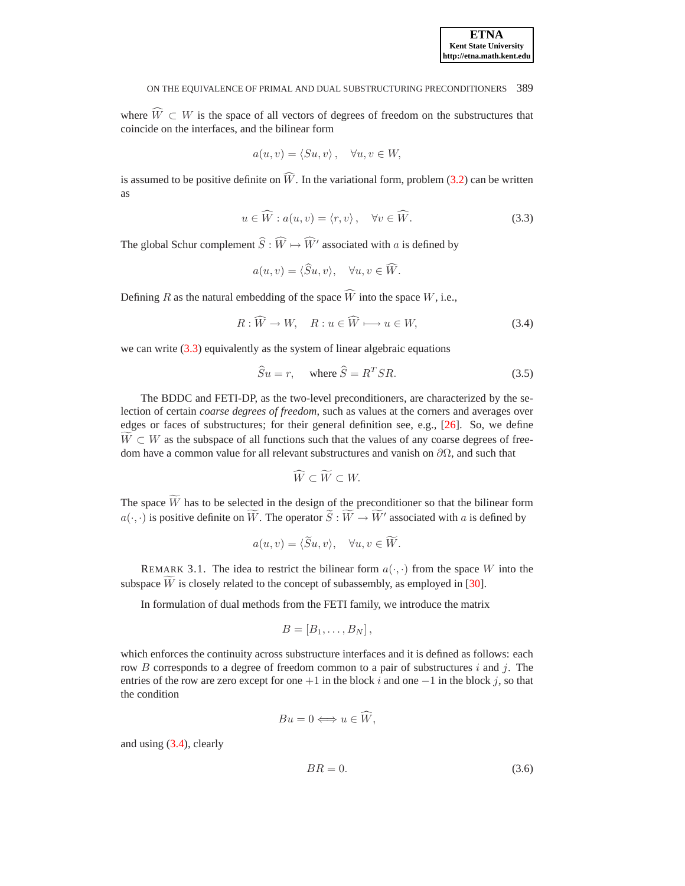where $\widehat{W} \subset W$ is the space of all vectors of degrees of freedom on the substructures that coincide on the interfaces, and the bilinear form

$$a(u, v) = \langle Su, v \rangle, \quad \forall u, v \in W,$$

is assumed to be positive definite on $\widehat{W}$. In the variational form, problem (3.2) can be written as

$$u \in \widehat{W} : a(u, v) = \langle r, v \rangle, \quad \forall v \in \widehat{W}. \tag{3.3}$$

The global Schur complement $\widehat{S} : \widehat{W} \mapsto \widehat{W}'$ associated with $a$ is defined by

$$a(u, v) = \langle \widehat{S}u, v \rangle, \quad \forall u, v \in \widehat{W}.$$

Defining $R$ as the natural embedding of the space $\widehat{W}$ into the space $W$, i.e.,

$$R : \widehat{W} \to W, \quad R : u \in \widehat{W} \longmapsto u \in W, \tag{3.4}$$

we can write (3.3) equivalently as the system of linear algebraic equations

$$\widehat{S}u = r, \quad \text{ where } \widehat{S} = R^T S R. \tag{3.5}$$

The BDDC and FETI-DP, as the two-level preconditioners, are characterized by the selection of certain *coarse degrees of freedom*, such as values at the corners and averages over edges or faces of substructures; for their general definition see, e.g., [26]. So, we define $\widetilde{W} \subset W$ as the subspace of all functions such that the values of any coarse degrees of freedom have a common value for all relevant substructures and vanish on $\partial\Omega$, and such that

$$\widehat{W} \subset \widetilde{W} \subset W.$$

The space $\widetilde{W}$ has to be selected in the design of the preconditioner so that the bilinear form $a(\cdot, \cdot)$ is positive definite on $\widetilde{W}$. The operator $\widetilde{S} : \widetilde{W} \to \widetilde{W}'$ associated with $a$ is defined by

$$a(u, v) = \langle \widetilde{S}u, v \rangle, \quad \forall u, v \in \widetilde{W}.$$

REMARK 3.1. The idea to restrict the bilinear form $a(\cdot, \cdot)$ from the space $W$ into the subspace $\widetilde{W}$ is closely related to the concept of subassembly, as employed in [30].

In formulation of dual methods from the FETI family, we introduce the matrix

$$B = [B_1, \ldots, B_N],$$

which enforces the continuity across substructure interfaces and it is defined as follows: each row $B$ corresponds to a degree of freedom common to a pair of substructures $i$ and $j$. The entries of the row are zero except for one $+1$ in the block $i$ and one $-1$ in the block $j$, so that the condition

$$Bu = 0 \Longleftrightarrow u \in \widehat{W},$$

and using (3.4), clearly

$$BR = 0. \tag{3.6}$$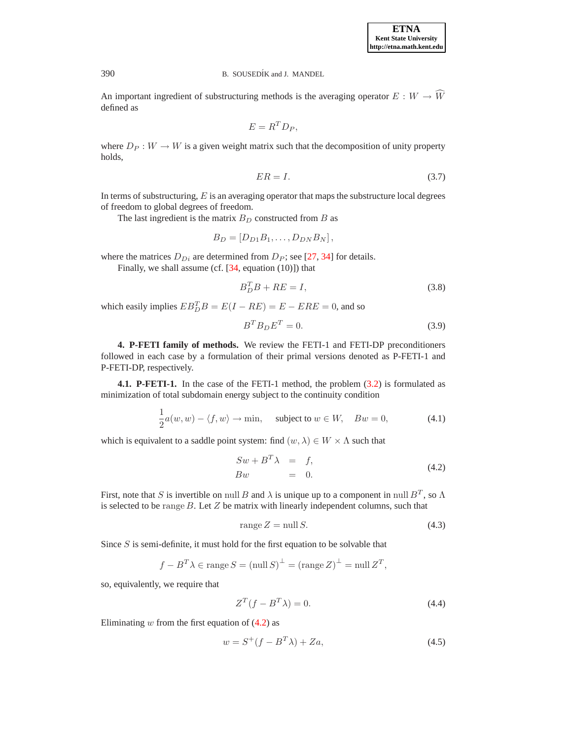An important ingredient of substructuring methods is the averaging operator $E : W \to \widehat{W}$ defined as

$$E = R^T D_P,$$

where $D_P : W \to W$ is a given weight matrix such that the decomposition of unity property holds,

$$ER = I. \tag{3.7}$$

In terms of substructuring, $E$ is an averaging operator that maps the substructure local degrees of freedom to global degrees of freedom.

The last ingredient is the matrix $B_D$ constructed from $B$ as

$$B_D = [D_{D1} B_1, \ldots, D_{DN} B_N],$$

where the matrices $D_{Di}$ are determined from $D_P$; see [27, 34] for details.

Finally, we shall assume (cf. [34, equation (10)]) that

$$B_D^T B + RE = I, \tag{3.8}$$

which easily implies $E B_D^T B = E(I - RE) = E - ERE = 0$, and so

$$B^T B_D E^T = 0. \tag{3.9}$$

**4. P-FETI family of methods.** We review the FETI-1 and FETI-DP preconditioners followed in each case by a formulation of their primal versions denoted as P-FETI-1 and P-FETI-DP, respectively.

**4.1. P-FETI-1.** In the case of the FETI-1 method, the problem (3.2) is formulated as minimization of total subdomain energy subject to the continuity condition

$$\frac{1}{2} a(w, w) - \langle f, w \rangle \to \min, \quad \text{subject to } w \in W, \quad Bw = 0, \tag{4.1}$$

which is equivalent to a saddle point system: find $(w, \lambda) \in W \times \Lambda$ such that

$$\begin{aligned} Sw + B^T \lambda &= f, \\ Bw &= 0. \end{aligned} \tag{4.2}$$

First, note that $S$ is invertible on $\operatorname{null} B$ and $\lambda$ is unique up to a component in $\operatorname{null} B^T$, so $\Lambda$ is selected to be $\operatorname{range} B$. Let $Z$ be matrix with linearly independent columns, such that

$$\operatorname{range} Z = \operatorname{null} S. \tag{4.3}$$

Since $S$ is semi-definite, it must hold for the first equation to be solvable that

$$f - B^T \lambda \in \operatorname{range} S = (\operatorname{null} S)^\perp = (\operatorname{range} Z)^\perp = \operatorname{null} Z^T,$$

so, equivalently, we require that

$$Z^T (f - B^T \lambda) = 0. \tag{4.4}$$

Eliminating $w$ from the first equation of (4.2) as

$$w = S^+ (f - B^T \lambda) + Za, \tag{4.5}$$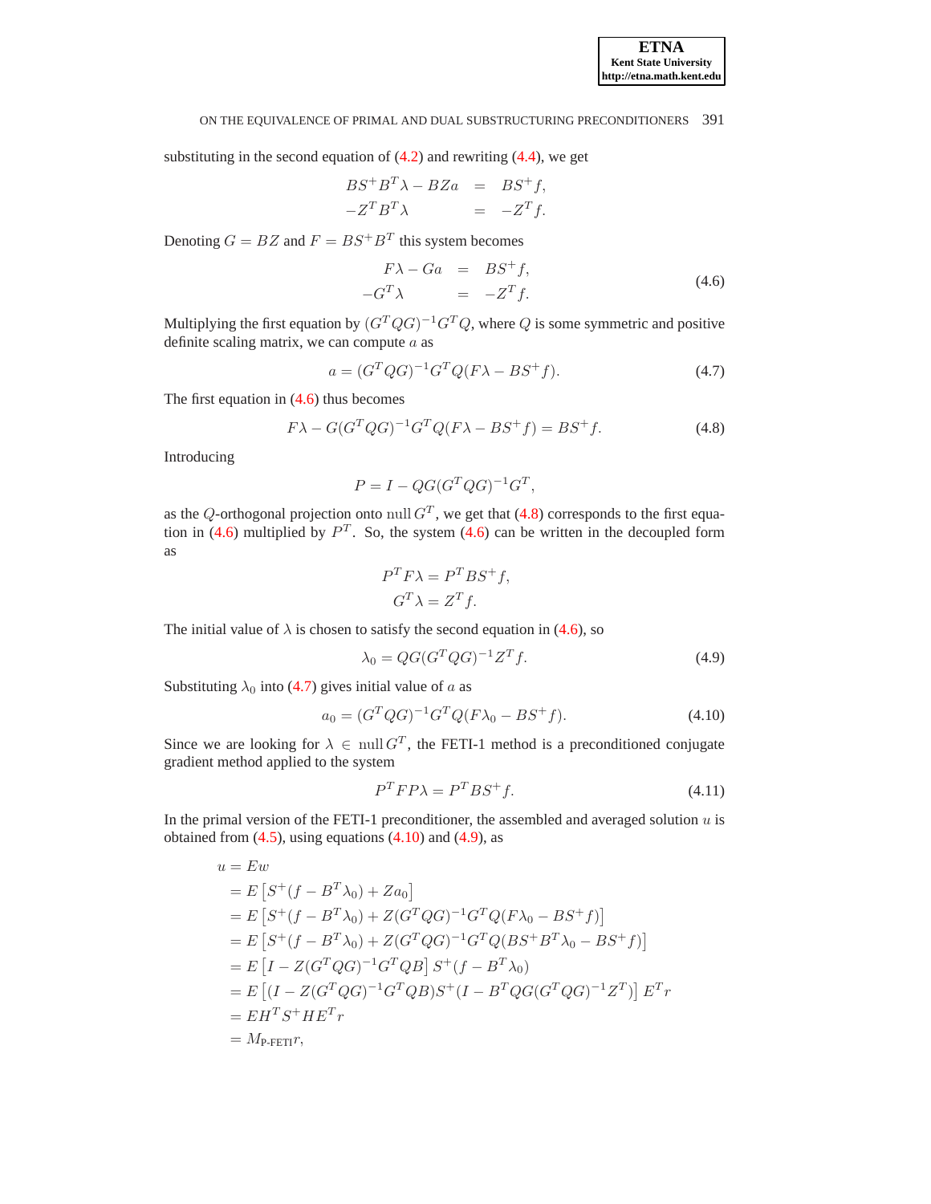substituting in the second equation of (4.2) and rewriting (4.4), we get

$$
\begin{aligned}
BS^+B^T\lambda - BZa &= BS^+f,\\
-Z^TB^T\lambda &= -Z^Tf.
\end{aligned}
$$

Denoting $G = BZ$ and $F = BS^+B^T$ this system becomes

$$
\begin{aligned}
F\lambda - Ga &= BS^+f,\\
-G^T\lambda &= -Z^Tf.
\end{aligned}
\tag{4.6}
$$

Multiplying the first equation by $(G^TQG)^{-1}G^TQ$, where $Q$ is some symmetric and positive definite scaling matrix, we can compute $a$ as

$$
a = (G^TQG)^{-1}G^TQ(F\lambda - BS^+f). \tag{4.7}
$$

The first equation in (4.6) thus becomes

$$
F\lambda - G(G^TQG)^{-1}G^TQ(F\lambda - BS^+f) = BS^+f. \tag{4.8}
$$

Introducing

$$
P = I - QG(G^TQG)^{-1}G^T,
$$

as the $Q$-orthogonal projection onto $\operatorname{null} G^T$, we get that (4.8) corresponds to the first equation in (4.6) multiplied by $P^T$. So, the system (4.6) can be written in the decoupled form as

$$
\begin{aligned}
P^TF\lambda &= P^TBS^+f,\\
G^T\lambda &= Z^Tf.
\end{aligned}
$$

The initial value of $\lambda$ is chosen to satisfy the second equation in (4.6), so

$$
\lambda_0 = QG(G^TQG)^{-1}Z^Tf. \tag{4.9}
$$

Substituting $\lambda_0$ into (4.7) gives initial value of $a$ as

$$
a_0 = (G^TQG)^{-1}G^TQ(F\lambda_0 - BS^+f). \tag{4.10}
$$

Since we are looking for $\lambda \in \operatorname{null} G^T$, the FETI-1 method is a preconditioned conjugate gradient method applied to the system

$$
P^TFP\lambda = P^TBS^+f. \tag{4.11}
$$

In the primal version of the FETI-1 preconditioner, the assembled and averaged solution $u$ is obtained from (4.5), using equations (4.10) and (4.9), as

$$
\begin{aligned}
u &= Ew\\
&= E\left[S^+(f - B^T\lambda_0) + Za_0\right]\\
&= E\left[S^+(f - B^T\lambda_0) + Z(G^TQG)^{-1}G^TQ(F\lambda_0 - BS^+f)\right]\\
&= E\left[S^+(f - B^T\lambda_0) + Z(G^TQG)^{-1}G^TQ(BS^+B^T\lambda_0 - BS^+f)\right]\\
&= E\left[I - Z(G^TQG)^{-1}G^TQB\right]S^+(f - B^T\lambda_0)\\
&= E\left[(I - Z(G^TQG)^{-1}G^TQB)S^+(I - B^TQG(G^TQG)^{-1}Z^T)\right]E^Tr\\
&= EH^TS^+HE^Tr\\
&= M_{\text{P-FETI}}r,
\end{aligned}
$$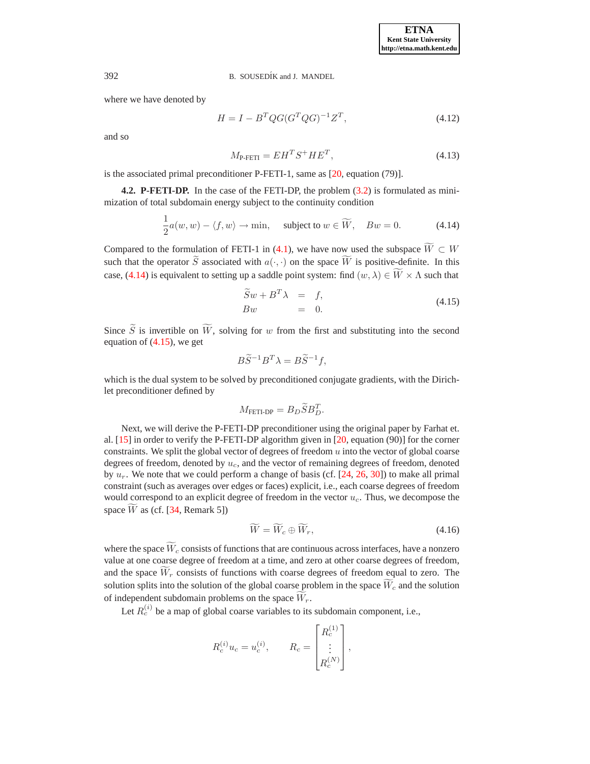where we have denoted by

$$H = I - B^T QG(G^T QG)^{-1} Z^T, \tag{4.12}$$

and so

$$M_{\text{P-FETI}} = EH^T S^+ HE^T, \tag{4.13}$$

is the associated primal preconditioner P-FETI-1, same as [20, equation (79)].

**4.2. P-FETI-DP.** In the case of the FETI-DP, the problem (3.2) is formulated as minimization of total subdomain energy subject to the continuity condition

$$\frac{1}{2}a(w,w) - \langle f, w\rangle \to \min, \quad \text{ subject to } w \in \widetilde{W}, \quad Bw = 0. \tag{4.14}$$

Compared to the formulation of FETI-1 in (4.1), we have now used the subspace $\widetilde{W} \subset W$ such that the operator $\widetilde{S}$ associated with $a(\cdot,\cdot)$ on the space $\widetilde{W}$ is positive-definite. In this case, (4.14) is equivalent to setting up a saddle point system: find $(w,\lambda) \in \widetilde{W} \times \Lambda$ such that

$$\begin{aligned} \widetilde{S}w + B^T\lambda &= f, \\ Bw &= 0. \end{aligned} \tag{4.15}$$

Since $\widetilde{S}$ is invertible on $\widetilde{W}$, solving for $w$ from the first and substituting into the second equation of (4.15), we get

$$B\widetilde{S}^{-1}B^T\lambda = B\widetilde{S}^{-1}f,$$

which is the dual system to be solved by preconditioned conjugate gradients, with the Dirichlet preconditioner defined by

$$M_{\text{FETI-DP}} = B_D \widetilde{S} B_D^T.$$

Next, we will derive the P-FETI-DP preconditioner using the original paper by Farhat et. al. [15] in order to verify the P-FETI-DP algorithm given in [20, equation (90)] for the corner constraints. We split the global vector of degrees of freedom $u$ into the vector of global coarse degrees of freedom, denoted by $u_c$, and the vector of remaining degrees of freedom, denoted by $u_r$. We note that we could perform a change of basis (cf. [24, 26, 30]) to make all primal constraint (such as averages over edges or faces) explicit, i.e., each coarse degrees of freedom would correspond to an explicit degree of freedom in the vector $u_c$. Thus, we decompose the space $\widetilde{W}$ as (cf. [34, Remark 5])

$$\widetilde{W} = \widetilde{W}_c \oplus \widetilde{W}_r, \tag{4.16}$$

where the space $\widetilde{W}_c$ consists of functions that are continuous across interfaces, have a nonzero value at one coarse degree of freedom at a time, and zero at other coarse degrees of freedom, and the space $\widetilde{W}_r$ consists of functions with coarse degrees of freedom equal to zero. The solution splits into the solution of the global coarse problem in the space $\widetilde{W}_c$ and the solution of independent subdomain problems on the space $\widetilde{W}_r$.

Let $R_c^{(i)}$ be a map of global coarse variables to its subdomain component, i.e.,

$$R_c^{(i)} u_c = u_c^{(i)}, \qquad R_c = \begin{bmatrix} R_c^{(1)} \\ \vdots \\ R_c^{(N)} \end{bmatrix},$$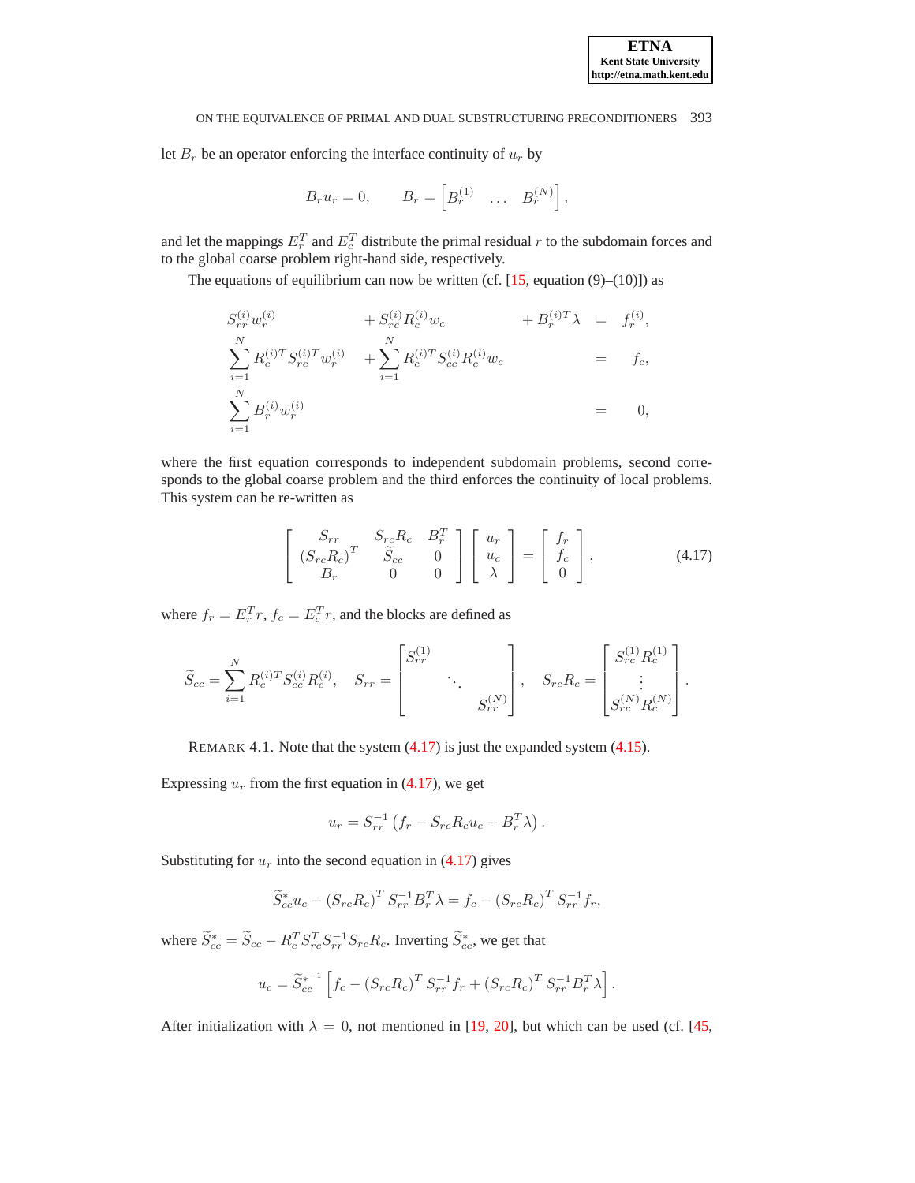let $B_r$ be an operator enforcing the interface continuity of $u_r$ by

$$B_r u_r = 0, \qquad B_r = \left[ B_r^{(1)} \quad \dots \quad B_r^{(N)} \right],$$

and let the mappings $E_r^T$ and $E_c^T$ distribute the primal residual $r$ to the subdomain forces and to the global coarse problem right-hand side, respectively.

The equations of equilibrium can now be written (cf. [15, equation (9)–(10)]) as

$$\begin{aligned}
S_{rr}^{(i)} w_r^{(i)} \quad & + S_{rc}^{(i)} R_c^{(i)} w_c & + B_r^{(i)T} \lambda &= f_r^{(i)}, \\
\sum_{i=1}^{N} R_c^{(i)T} S_{rc}^{(i)T} w_r^{(i)} \quad & + \sum_{i=1}^{N} R_c^{(i)T} S_{cc}^{(i)} R_c^{(i)} w_c & &= f_c, \\
\sum_{i=1}^{N} B_r^{(i)} w_r^{(i)} \quad & & &= 0,
\end{aligned}$$

where the first equation corresponds to independent subdomain problems, second corresponds to the global coarse problem and the third enforces the continuity of local problems. This system can be re-written as

$$\begin{bmatrix} S_{rr} & S_{rc} R_c & B_r^T \\ \left(S_{rc} R_c\right)^T & \widetilde{S}_{cc} & 0 \\ B_r & 0 & 0 \end{bmatrix} \begin{bmatrix} u_r \\ u_c \\ \lambda \end{bmatrix} = \begin{bmatrix} f_r \\ f_c \\ 0 \end{bmatrix}, \tag{4.17}$$

where $f_r = E_r^T r$, $f_c = E_c^T r$, and the blocks are defined as

$$\widetilde{S}_{cc} = \sum_{i=1}^{N} R_c^{(i)T} S_{cc}^{(i)} R_c^{(i)}, \quad S_{rr} = \begin{bmatrix} S_{rr}^{(1)} & & \\ & \ddots & \\ & & S_{rr}^{(N)} \end{bmatrix}, \quad S_{rc} R_c = \begin{bmatrix} S_{rc}^{(1)} R_c^{(1)} \\ \vdots \\ S_{rc}^{(N)} R_c^{(N)} \end{bmatrix}.$$

REMARK 4.1. Note that the system (4.17) is just the expanded system (4.15).

Expressing $u_r$ from the first equation in (4.17), we get

$$u_r = S_{rr}^{-1} \left( f_r - S_{rc} R_c u_c - B_r^T \lambda \right).$$

Substituting for $u_r$ into the second equation in (4.17) gives

$$\widetilde{S}_{cc}^{*} u_c - \left(S_{rc} R_c\right)^T S_{rr}^{-1} B_r^T \lambda = f_c - \left(S_{rc} R_c\right)^T S_{rr}^{-1} f_r,$$

where $\widetilde{S}_{cc}^{*} = \widetilde{S}_{cc} - R_c^T S_{rc}^T S_{rr}^{-1} S_{rc} R_c$. Inverting $\widetilde{S}_{cc}^{*}$, we get that

$$u_c = \widetilde{S}_{cc}^{*-1} \left[ f_c - \left(S_{rc} R_c\right)^T S_{rr}^{-1} f_r + \left(S_{rc} R_c\right)^T S_{rr}^{-1} B_r^T \lambda \right].$$

After initialization with $\lambda = 0$, not mentioned in [19, 20], but which can be used (cf. [45,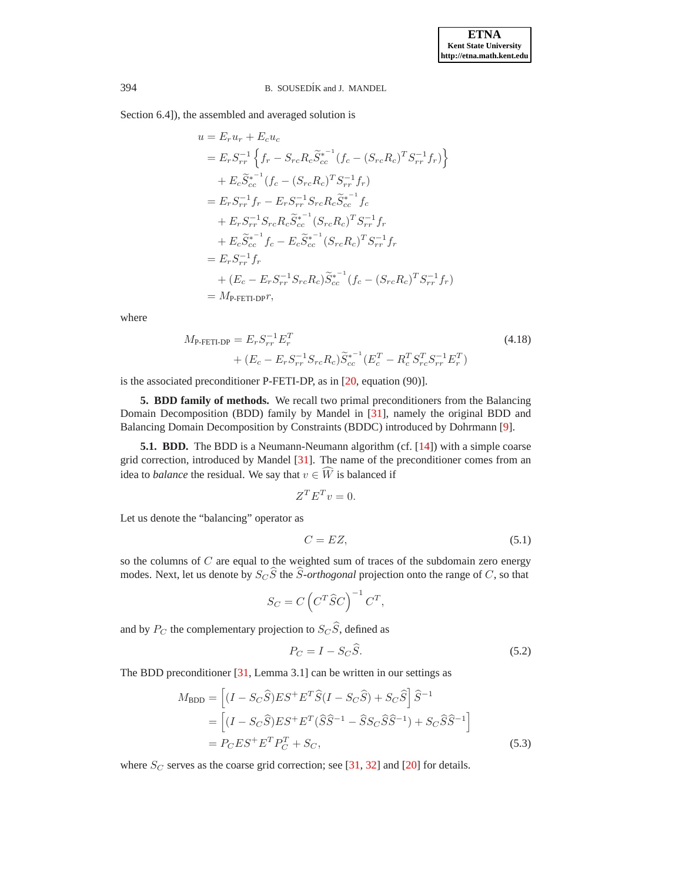Section 6.4]), the assembled and averaged solution is

$$
\begin{aligned}
u &= E_r u_r + E_c u_c \\
&= E_r S_{rr}^{-1} \left\{ f_r - S_{rc} R_c \widetilde{S}_{cc}^{*^{-1}} (f_c - (S_{rc} R_c)^T S_{rr}^{-1} f_r) \right\} \\
&\quad + E_c \widetilde{S}_{cc}^{*^{-1}} (f_c - (S_{rc} R_c)^T S_{rr}^{-1} f_r) \\
&= E_r S_{rr}^{-1} f_r - E_r S_{rr}^{-1} S_{rc} R_c \widetilde{S}_{cc}^{*^{-1}} f_c \\
&\quad + E_r S_{rr}^{-1} S_{rc} R_c \widetilde{S}_{cc}^{*^{-1}} (S_{rc} R_c)^T S_{rr}^{-1} f_r \\
&\quad + E_c \widetilde{S}_{cc}^{*^{-1}} f_c - E_c \widetilde{S}_{cc}^{*^{-1}} (S_{rc} R_c)^T S_{rr}^{-1} f_r \\
&= E_r S_{rr}^{-1} f_r \\
&\quad + (E_c - E_r S_{rr}^{-1} S_{rc} R_c) \widetilde{S}_{cc}^{*^{-1}} (f_c - (S_{rc} R_c)^T S_{rr}^{-1} f_r) \\
&= M_{\text{P-FETI-DP}} r,
\end{aligned}
$$

where

$$
\begin{aligned}
M_{\text{P-FETI-DP}} &= E_r S_{rr}^{-1} E_r^T \\
&\quad + (E_c - E_r S_{rr}^{-1} S_{rc} R_c) \widetilde{S}_{cc}^{*^{-1}} (E_c^T - R_c^T S_{rc}^T S_{rr}^{-1} E_r^T)
\end{aligned}
\tag{4.18}
$$

is the associated preconditioner P-FETI-DP, as in [20, equation (90)].

**5. BDD family of methods.** We recall two primal preconditioners from the Balancing Domain Decomposition (BDD) family by Mandel in [31], namely the original BDD and Balancing Domain Decomposition by Constraints (BDDC) introduced by Dohrmann [9].

**5.1. BDD.** The BDD is a Neumann-Neumann algorithm (cf. [14]) with a simple coarse grid correction, introduced by Mandel [31]. The name of the preconditioner comes from an idea to *balance* the residual. We say that $v \in \widehat{W}$ is balanced if

$$
Z^T E^T v = 0.
$$

Let us denote the "balancing" operator as

$$
C = EZ, \tag{5.1}
$$

so the columns of $C$ are equal to the weighted sum of traces of the subdomain zero energy modes. Next, let us denote by $S_C \widehat{S}$ the $\widehat{S}$*-orthogonal* projection onto the range of $C$, so that

$$
S_C = C \left( C^T \widehat{S} C \right)^{-1} C^T,
$$

and by $P_C$ the complementary projection to $S_C \widehat{S}$, defined as

$$
P_C = I - S_C \widehat{S}. \tag{5.2}
$$

The BDD preconditioner [31, Lemma 3.1] can be written in our settings as

$$
\begin{aligned}
M_{\text{BDD}} &= \left[ (I - S_C \widehat{S}) E S^+ E^T \widehat{S} (I - S_C \widehat{S}) + S_C \widehat{S} \right] \widehat{S}^{-1} \\
&= \left[ (I - S_C \widehat{S}) E S^+ E^T (\widehat{S} \widehat{S}^{-1} - \widehat{S} S_C \widehat{S} \widehat{S}^{-1}) + S_C \widehat{S} \widehat{S}^{-1} \right] \\
&= P_C E S^+ E^T P_C^T + S_C,
\end{aligned}
\tag{5.3}
$$

where $S_C$ serves as the coarse grid correction; see [31, 32] and [20] for details.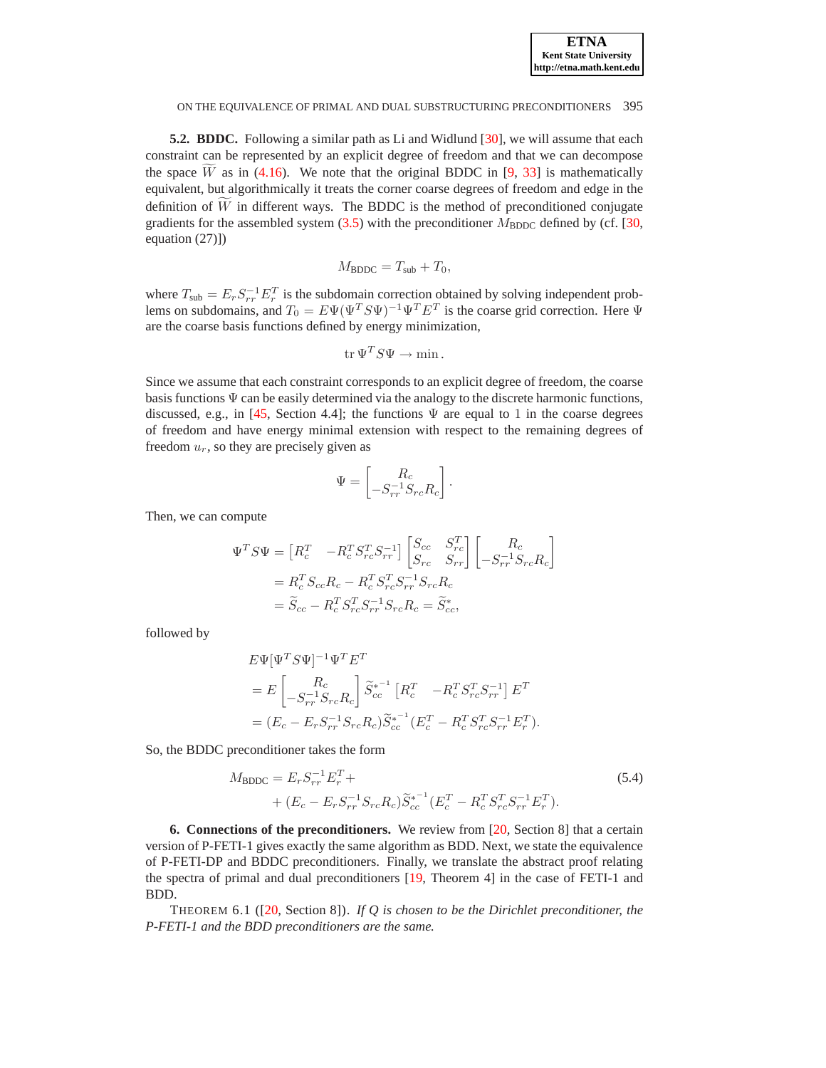**5.2. BDDC.** Following a similar path as Li and Widlund [30], we will assume that each constraint can be represented by an explicit degree of freedom and that we can decompose the space $\widetilde{W}$ as in (4.16). We note that the original BDDC in [9, 33] is mathematically equivalent, but algorithmically it treats the corner coarse degrees of freedom and edge in the definition of $\widetilde{W}$ in different ways. The BDDC is the method of preconditioned conjugate gradients for the assembled system (3.5) with the preconditioner $M_{\text{BDDC}}$ defined by (cf. [30, equation (27)])

$$M_{\text{BDDC}} = T_{\text{sub}} + T_0,$$

where $T_{\text{sub}} = E_r S_{rr}^{-1} E_r^T$ is the subdomain correction obtained by solving independent problems on subdomains, and $T_0 = E\Psi(\Psi^T S \Psi)^{-1}\Psi^T E^T$ is the coarse grid correction. Here $\Psi$ are the coarse basis functions defined by energy minimization,

$$\operatorname{tr} \Psi^T S \Psi \to \min.$$

Since we assume that each constraint corresponds to an explicit degree of freedom, the coarse basis functions $\Psi$ can be easily determined via the analogy to the discrete harmonic functions, discussed, e.g., in [45, Section 4.4]; the functions $\Psi$ are equal to 1 in the coarse degrees of freedom and have energy minimal extension with respect to the remaining degrees of freedom $u_r$, so they are precisely given as

$$\Psi = \begin{bmatrix} R_c \\ -S_{rr}^{-1} S_{rc} R_c \end{bmatrix}.$$

Then, we can compute

$$\begin{aligned}
\Psi^T S \Psi &= \begin{bmatrix} R_c^T & -R_c^T S_{rc}^T S_{rr}^{-1} \end{bmatrix} \begin{bmatrix} S_{cc} & S_{rc}^T \\ S_{rc} & S_{rr} \end{bmatrix} \begin{bmatrix} R_c \\ -S_{rr}^{-1} S_{rc} R_c \end{bmatrix} \\
&= R_c^T S_{cc} R_c - R_c^T S_{rc}^T S_{rr}^{-1} S_{rc} R_c \\
&= \widetilde{S}_{cc} - R_c^T S_{rc}^T S_{rr}^{-1} S_{rc} R_c = \widetilde{S}_{cc}^*,
\end{aligned}$$

followed by

$$\begin{aligned}
&E\Psi[\Psi^T S \Psi]^{-1} \Psi^T E^T \\
&= E \begin{bmatrix} R_c \\ -S_{rr}^{-1} S_{rc} R_c \end{bmatrix} \widetilde{S}_{cc}^{*^{-1}} \begin{bmatrix} R_c^T & -R_c^T S_{rc}^T S_{rr}^{-1} \end{bmatrix} E^T \\
&= (E_c - E_r S_{rr}^{-1} S_{rc} R_c) \widetilde{S}_{cc}^{*^{-1}} (E_c^T - R_c^T S_{rc}^T S_{rr}^{-1} E_r^T).
\end{aligned}$$

So, the BDDC preconditioner takes the form

$$\begin{aligned}
M_{\text{BDDC}} = &\, E_r S_{rr}^{-1} E_r^T + \\
&+ (E_c - E_r S_{rr}^{-1} S_{rc} R_c) \widetilde{S}_{cc}^{*^{-1}} (E_c^T - R_c^T S_{rc}^T S_{rr}^{-1} E_r^T).
\end{aligned} \tag{5.4}$$

## 6. Connections of the preconditioners.

We review from [20, Section 8] that a certain version of P-FETI-1 gives exactly the same algorithm as BDD. Next, we state the equivalence of P-FETI-DP and BDDC preconditioners. Finally, we translate the abstract proof relating the spectra of primal and dual preconditioners [19, Theorem 4] in the case of FETI-1 and BDD.

THEOREM 6.1 ([20, Section 8]). *If $Q$ is chosen to be the Dirichlet preconditioner, the P-FETI-1 and the BDD preconditioners are the same.*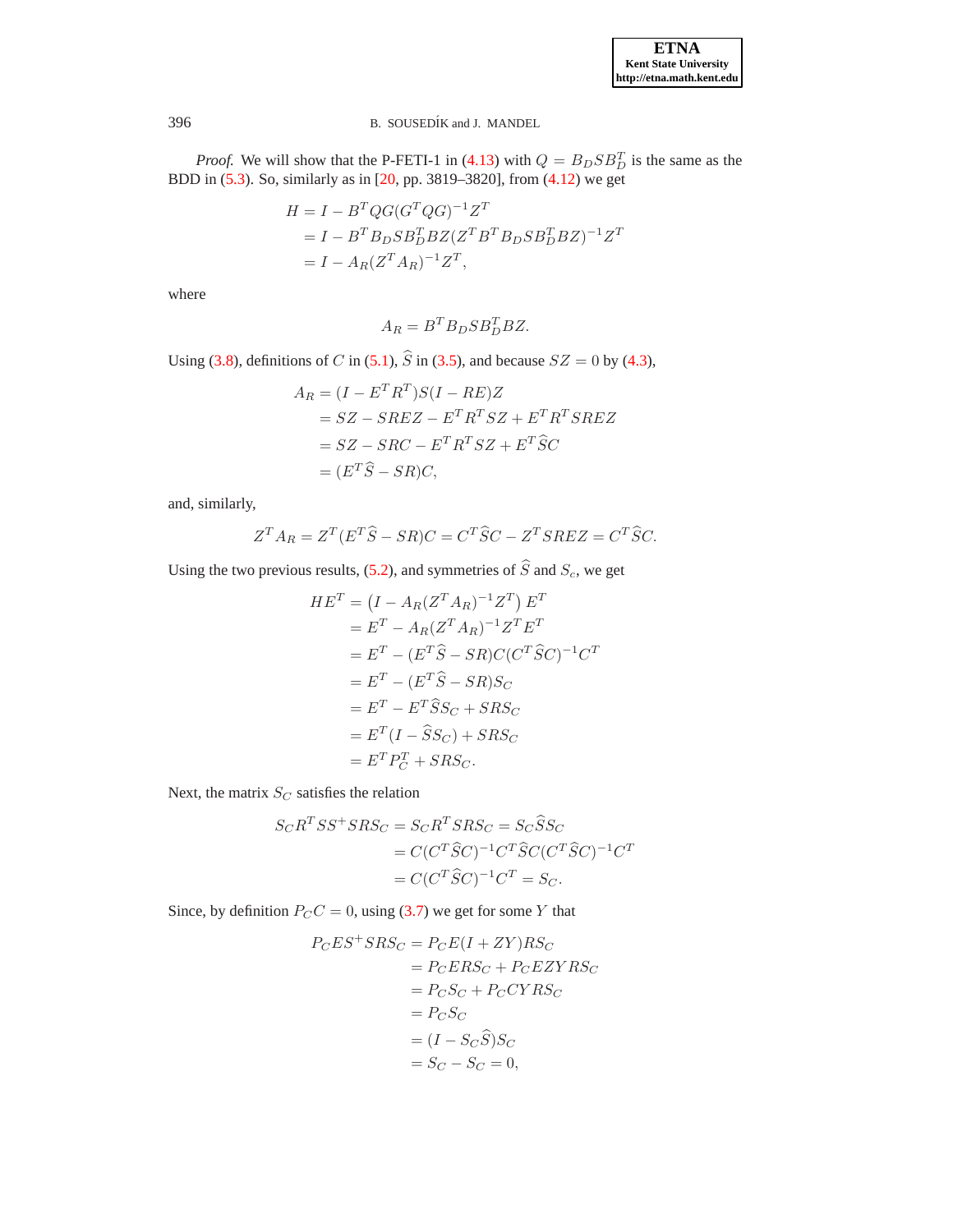*Proof.* We will show that the P-FETI-1 in (4.13) with $Q = B_D S B_D^T$ is the same as the BDD in (5.3). So, similarly as in [20, pp. 3819–3820], from (4.12) we get

$$
\begin{aligned}
H &= I - B^T Q G (G^T Q G)^{-1} Z^T \\
&= I - B^T B_D S B_D^T B Z (Z^T B^T B_D S B_D^T B Z)^{-1} Z^T \\
&= I - A_R (Z^T A_R)^{-1} Z^T,
\end{aligned}
$$

where

$$
A_R = B^T B_D S B_D^T B Z.
$$

Using (3.8), definitions of $C$ in (5.1), $\widehat{S}$ in (3.5), and because $SZ = 0$ by (4.3),

$$
\begin{aligned}
A_R &= (I - E^T R^T) S (I - RE) Z \\
&= SZ - SREZ - E^T R^T SZ + E^T R^T SREZ \\
&= SZ - SRC - E^T R^T SZ + E^T \widehat{S} C \\
&= (E^T \widehat{S} - SR) C,
\end{aligned}
$$

and, similarly,

$$
Z^T A_R = Z^T (E^T \widehat{S} - SR) C = C^T \widehat{S} C - Z^T SREZ = C^T \widehat{S} C.
$$

Using the two previous results, (5.2), and symmetries of $\widehat{S}$ and $S_c$, we get

$$
\begin{aligned}
H E^T &= \left( I - A_R (Z^T A_R)^{-1} Z^T \right) E^T \\
&= E^T - A_R (Z^T A_R)^{-1} Z^T E^T \\
&= E^T - (E^T \widehat{S} - SR) C (C^T \widehat{S} C)^{-1} C^T \\
&= E^T - (E^T \widehat{S} - SR) S_C \\
&= E^T - E^T \widehat{S} S_C + SRS_C \\
&= E^T (I - \widehat{S} S_C) + SRS_C \\
&= E^T P_C^T + SRS_C.
\end{aligned}
$$

Next, the matrix $S_C$ satisfies the relation

$$
\begin{aligned}
S_C R^T S S^+ S R S_C = S_C R^T S R S_C &= S_C \widehat{S} S_C \\
&= C (C^T \widehat{S} C)^{-1} C^T \widehat{S} C (C^T \widehat{S} C)^{-1} C^T \\
&= C (C^T \widehat{S} C)^{-1} C^T = S_C.
\end{aligned}
$$

Since, by definition $P_C C = 0$, using (3.7) we get for some $Y$ that

$$
\begin{aligned}
P_C E S^+ S R S_C &= P_C E (I + ZY) R S_C \\
&= P_C E R S_C + P_C E Z Y R S_C \\
&= P_C S_C + P_C C Y R S_C \\
&= P_C S_C \\
&= (I - S_C \widehat{S}) S_C \\
&= S_C - S_C = 0,
\end{aligned}
$$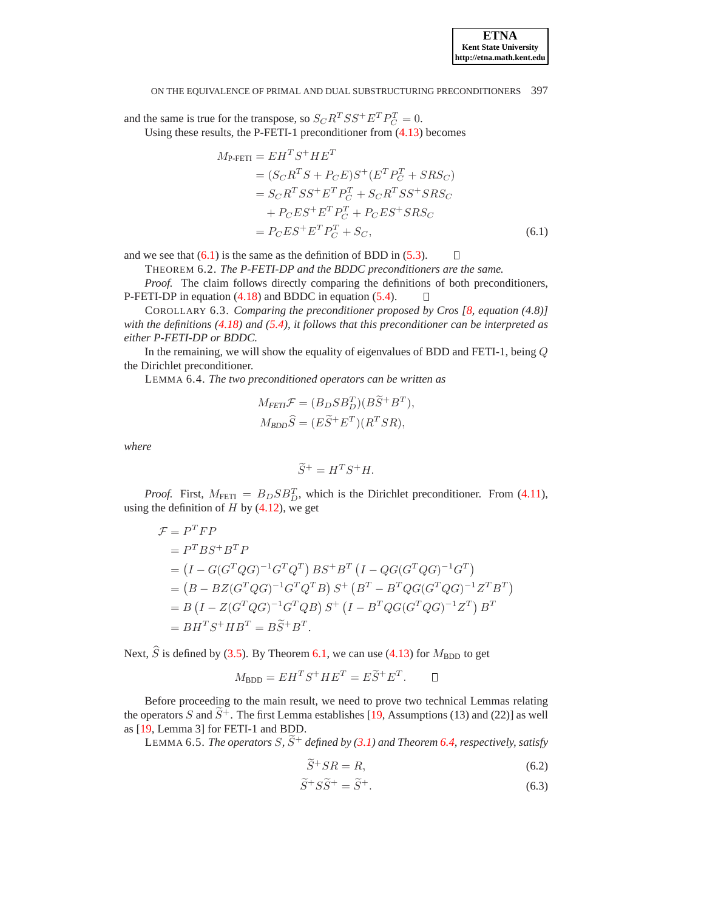and the same is true for the transpose, so $S_C R^T S S^+ E^T P_C^T = 0$.

Using these results, the P-FETI-1 preconditioner from (4.13) becomes

$$
\begin{aligned}
M_{\text{P-FETI}} &= E H^T S^+ H E^T \\
&= (S_C R^T S + P_C E) S^+ (E^T P_C^T + S R S_C) \\
&= S_C R^T S S^+ E^T P_C^T + S_C R^T S S^+ S R S_C \\
&\quad + P_C E S^+ E^T P_C^T + P_C E S^+ S R S_C \\
&= P_C E S^+ E^T P_C^T + S_C,
\end{aligned} \tag{6.1}
$$

and we see that (6.1) is the same as the definition of BDD in (5.3). $\square$

THEOREM 6.2. *The P-FETI-DP and the BDDC preconditioners are the same.*

*Proof.* The claim follows directly comparing the definitions of both preconditioners, P-FETI-DP in equation (4.18) and BDDC in equation (5.4). $\square$

COROLLARY 6.3. *Comparing the preconditioner proposed by Cros [8, equation (4.8)] with the definitions (4.18) and (5.4), it follows that this preconditioner can be interpreted as either P-FETI-DP or BDDC.*

In the remaining, we will show the equality of eigenvalues of BDD and FETI-1, being $Q$ the Dirichlet preconditioner.

LEMMA 6.4. *The two preconditioned operators can be written as*

$$
\begin{aligned}
M_{\mathit{FETI}} \mathcal{F} &= (B_D S B_D^T)(B \widetilde{S}^+ B^T), \\
M_{\mathit{BDD}} \widehat{S} &= (E \widetilde{S}^+ E^T)(R^T S R),
\end{aligned}
$$

*where*

$$
\widetilde{S}^+ = H^T S^+ H.
$$

*Proof.* First, $M_{\text{FETI}} = B_D S B_D^T$, which is the Dirichlet preconditioner. From (4.11), using the definition of $H$ by (4.12), we get

$$
\begin{aligned}
\mathcal{F} &= P^T F P \\
&= P^T B S^+ B^T P \\
&= \left(I - G(G^T Q G)^{-1} G^T Q^T\right) B S^+ B^T \left(I - Q G (G^T Q G)^{-1} G^T\right) \\
&= \left(B - B Z (G^T Q G)^{-1} G^T Q^T B\right) S^+ \left(B^T - B^T Q G (G^T Q G)^{-1} Z^T B^T\right) \\
&= B \left(I - Z (G^T Q G)^{-1} G^T Q B\right) S^+ \left(I - B^T Q G (G^T Q G)^{-1} Z^T\right) B^T \\
&= B H^T S^+ H B^T = B \widetilde{S}^+ B^T.
\end{aligned}
$$

Next, $\widehat{S}$ is defined by (3.5). By Theorem 6.1, we can use (4.13) for $M_{\text{BDD}}$ to get

$$
M_{\text{BDD}} = E H^T S^+ H E^T = E \widetilde{S}^+ E^T. \qquad \square
$$

Before proceeding to the main result, we need to prove two technical Lemmas relating the operators $S$ and $\widetilde{S}^+$. The first Lemma establishes [19, Assumptions (13) and (22)] as well as [19, Lemma 3] for FETI-1 and BDD.

LEMMA 6.5. *The operators $S$, $\widetilde{S}^+$ defined by (3.1) and Theorem 6.4, respectively, satisfy*

$$
\widetilde{S}^+ S R = R, \tag{6.2}
$$

$$
\widetilde{S}^+ S \widetilde{S}^+ = \widetilde{S}^+. \tag{6.3}
$$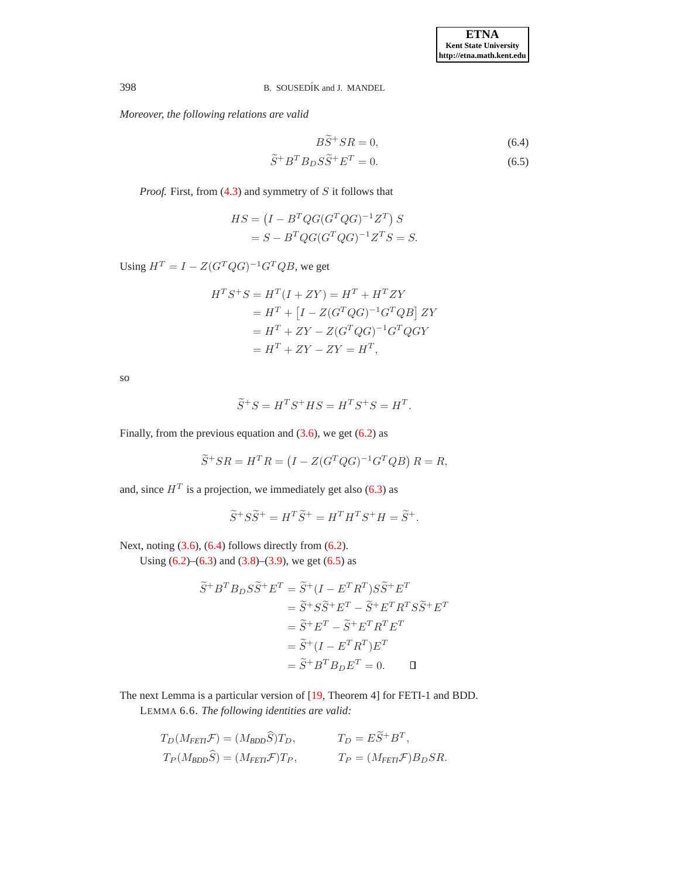*Moreover, the following relations are valid*

$$B\widetilde{S}^{+}SR = 0, \tag{6.4}$$

$$\widetilde{S}^{+}B^{T}B_{D}S\widetilde{S}^{+}E^{T} = 0. \tag{6.5}$$

*Proof.* First, from (4.3) and symmetry of $S$ it follows that

$$\begin{aligned} HS &= \left(I - B^{T}QG(G^{T}QG)^{-1}Z^{T}\right)S \\ &= S - B^{T}QG(G^{T}QG)^{-1}Z^{T}S = S. \end{aligned}$$

Using $H^{T} = I - Z(G^{T}QG)^{-1}G^{T}QB$, we get

$$\begin{aligned} H^{T}S^{+}S &= H^{T}(I + ZY) = H^{T} + H^{T}ZY \\ &= H^{T} + \left[I - Z(G^{T}QG)^{-1}G^{T}QB\right]ZY \\ &= H^{T} + ZY - Z(G^{T}QG)^{-1}G^{T}QGY \\ &= H^{T} + ZY - ZY = H^{T}, \end{aligned}$$

so

$$\widetilde{S}^{+}S = H^{T}S^{+}HS = H^{T}S^{+}S = H^{T}.$$

Finally, from the previous equation and (3.6), we get (6.2) as

$$\widetilde{S}^{+}SR = H^{T}R = \left(I - Z(G^{T}QG)^{-1}G^{T}QB\right)R = R,$$

and, since $H^{T}$ is a projection, we immediately get also (6.3) as

$$\widetilde{S}^{+}S\widetilde{S}^{+} = H^{T}\widetilde{S}^{+} = H^{T}H^{T}S^{+}H = \widetilde{S}^{+}.$$

Next, noting (3.6), (6.4) follows directly from (6.2).

Using (6.2)–(6.3) and (3.8)–(3.9), we get (6.5) as

$$\begin{aligned} \widetilde{S}^{+}B^{T}B_{D}S\widetilde{S}^{+}E^{T} &= \widetilde{S}^{+}(I - E^{T}R^{T})S\widetilde{S}^{+}E^{T} \\ &= \widetilde{S}^{+}S\widetilde{S}^{+}E^{T} - \widetilde{S}^{+}E^{T}R^{T}S\widetilde{S}^{+}E^{T} \\ &= \widetilde{S}^{+}E^{T} - \widetilde{S}^{+}E^{T}R^{T}E^{T} \\ &= \widetilde{S}^{+}(I - E^{T}R^{T})E^{T} \\ &= \widetilde{S}^{+}B^{T}B_{D}E^{T} = 0. \qquad \square \end{aligned}$$

The next Lemma is a particular version of [19, Theorem 4] for FETI-1 and BDD.

LEMMA 6.6. *The following identities are valid:*

$$T_{D}(M_{FETI}\mathcal{F}) = (M_{BDD}\widehat{S})T_{D}, \qquad T_{D} = E\widetilde{S}^{+}B^{T},$$

$$T_{P}(M_{BDD}\widehat{S}) = (M_{FETI}\mathcal{F})T_{P}, \qquad T_{P} = (M_{FETI}\mathcal{F})B_{D}SR.$$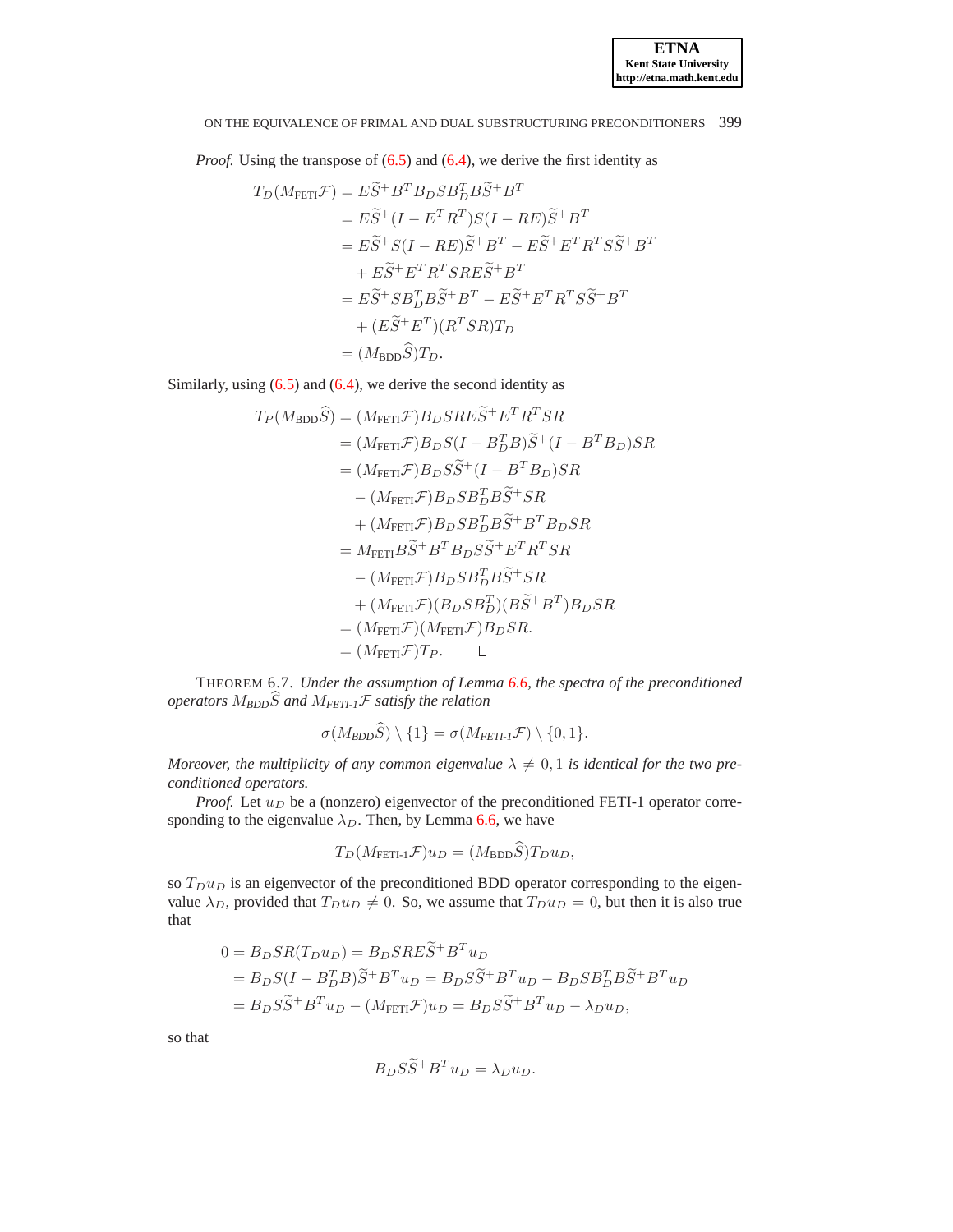*Proof.* Using the transpose of (6.5) and (6.4), we derive the first identity as

$$
\begin{aligned}
T_D(M_{\text{FETI}}\mathcal{F}) &= E\widetilde{S}^{+}B^{T}B_{D}SB_{D}^{T}B\widetilde{S}^{+}B^{T} \\
&= E\widetilde{S}^{+}(I - E^{T}R^{T})S(I - RE)\widetilde{S}^{+}B^{T} \\
&= E\widetilde{S}^{+}S(I - RE)\widetilde{S}^{+}B^{T} - E\widetilde{S}^{+}E^{T}R^{T}S\widetilde{S}^{+}B^{T} \\
&\quad + E\widetilde{S}^{+}E^{T}R^{T}SRE\widetilde{S}^{+}B^{T} \\
&= E\widetilde{S}^{+}SB_{D}^{T}B\widetilde{S}^{+}B^{T} - E\widetilde{S}^{+}E^{T}R^{T}S\widetilde{S}^{+}B^{T} \\
&\quad + (E\widetilde{S}^{+}E^{T})(R^{T}SR)T_{D} \\
&= (M_{\text{BDD}}\widehat{S})T_{D}.
\end{aligned}
$$

Similarly, using (6.5) and (6.4), we derive the second identity as

$$
\begin{aligned}
T_P(M_{\text{BDD}}\widehat{S}) &= (M_{\text{FETI}}\mathcal{F})B_{D}SRE\widetilde{S}^{+}E^{T}R^{T}SR \\
&= (M_{\text{FETI}}\mathcal{F})B_{D}S(I - B_{D}^{T}B)\widetilde{S}^{+}(I - B^{T}B_{D})SR \\
&= (M_{\text{FETI}}\mathcal{F})B_{D}S\widetilde{S}^{+}(I - B^{T}B_{D})SR \\
&\quad - (M_{\text{FETI}}\mathcal{F})B_{D}SB_{D}^{T}B\widetilde{S}^{+}SR \\
&\quad + (M_{\text{FETI}}\mathcal{F})B_{D}SB_{D}^{T}B\widetilde{S}^{+}B^{T}B_{D}SR \\
&= M_{\text{FETI}}B\widetilde{S}^{+}B^{T}B_{D}S\widetilde{S}^{+}E^{T}R^{T}SR \\
&\quad - (M_{\text{FETI}}\mathcal{F})B_{D}SB_{D}^{T}B\widetilde{S}^{+}SR \\
&\quad + (M_{\text{FETI}}\mathcal{F})(B_{D}SB_{D}^{T})(B\widetilde{S}^{+}B^{T})B_{D}SR \\
&= (M_{\text{FETI}}\mathcal{F})(M_{\text{FETI}}\mathcal{F})B_{D}SR. \\
&= (M_{\text{FETI}}\mathcal{F})T_{P}. \qquad \square
\end{aligned}
$$

THEOREM 6.7. *Under the assumption of Lemma 6.6, the spectra of the preconditioned operators $M_{BDD}\widehat{S}$ and $M_{FETI\text{-}1}\mathcal{F}$ satisfy the relation*

$$
\sigma(M_{BDD}\widehat{S}) \setminus \{1\} = \sigma(M_{FETI\text{-}1}\mathcal{F}) \setminus \{0, 1\}.
$$

*Moreover, the multiplicity of any common eigenvalue $\lambda \neq 0, 1$ is identical for the two preconditioned operators.*

*Proof.* Let $u_D$ be a (nonzero) eigenvector of the preconditioned FETI-1 operator corresponding to the eigenvalue $\lambda_D$. Then, by Lemma 6.6, we have

$$
T_D(M_{\text{FETI-1}}\mathcal{F})u_D = (M_{\text{BDD}}\widehat{S})T_D u_D,
$$

so $T_D u_D$ is an eigenvector of the preconditioned BDD operator corresponding to the eigenvalue $\lambda_D$, provided that $T_D u_D \neq 0$. So, we assume that $T_D u_D = 0$, but then it is also true that

$$
\begin{aligned}
0 = B_{D}SR(T_{D}u_{D}) &= B_{D}SRE\widetilde{S}^{+}B^{T}u_{D} \\
&= B_{D}S(I - B_{D}^{T}B)\widetilde{S}^{+}B^{T}u_{D} = B_{D}S\widetilde{S}^{+}B^{T}u_{D} - B_{D}SB_{D}^{T}B\widetilde{S}^{+}B^{T}u_{D} \\
&= B_{D}S\widetilde{S}^{+}B^{T}u_{D} - (M_{\text{FETI}}\mathcal{F})u_{D} = B_{D}S\widetilde{S}^{+}B^{T}u_{D} - \lambda_{D}u_{D},
\end{aligned}
$$

so that

$$
B_{D}S\widetilde{S}^{+}B^{T}u_{D} = \lambda_{D}u_{D}.
$$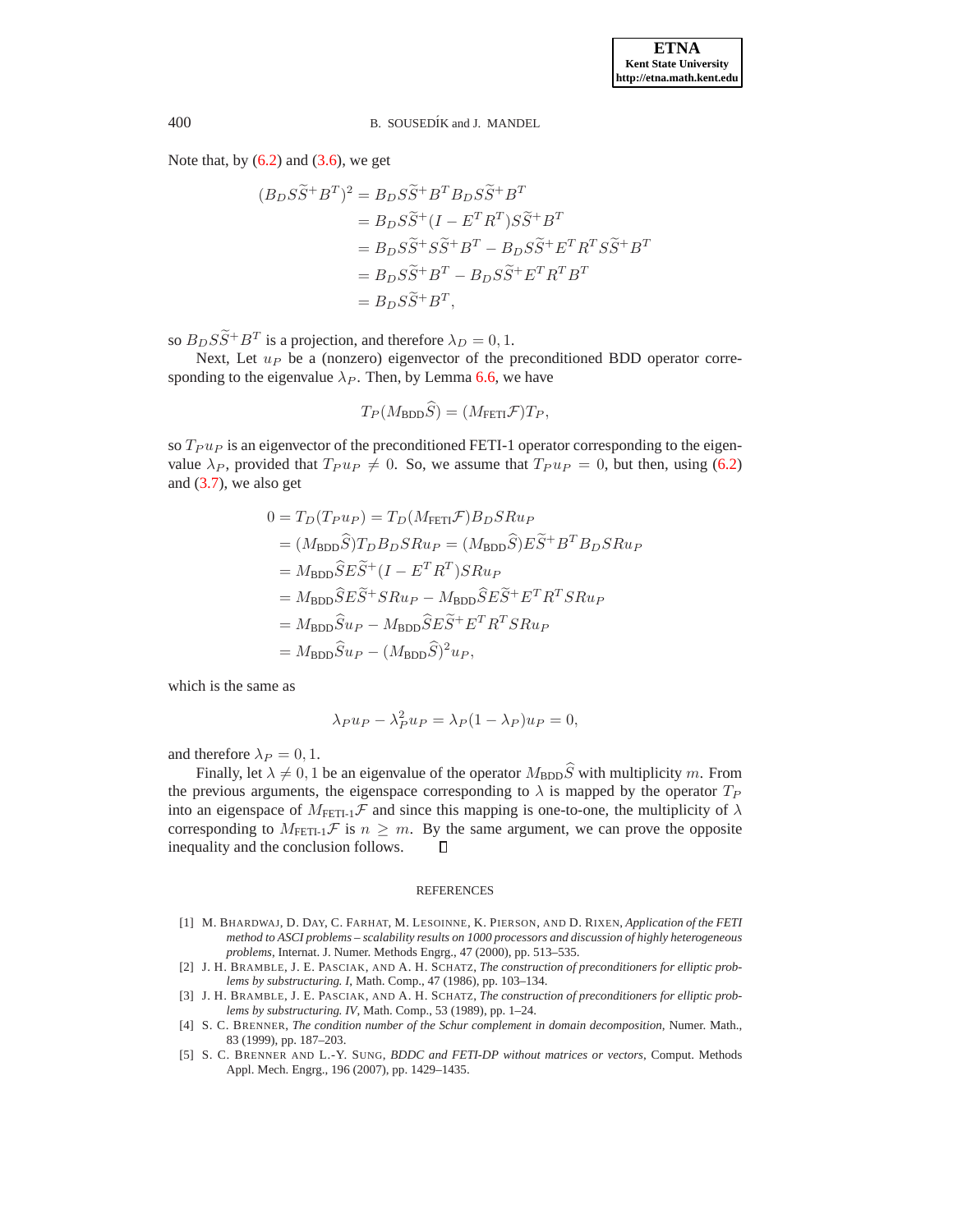Note that, by (6.2) and (3.6), we get

$$
\begin{aligned}
(B_D S \widetilde{S}^+ B^T)^2 &= B_D S \widetilde{S}^+ B^T B_D S \widetilde{S}^+ B^T \\
&= B_D S \widetilde{S}^+ (I - E^T R^T) S \widetilde{S}^+ B^T \\
&= B_D S \widetilde{S}^+ S \widetilde{S}^+ B^T - B_D S \widetilde{S}^+ E^T R^T S \widetilde{S}^+ B^T \\
&= B_D S \widetilde{S}^+ B^T - B_D S \widetilde{S}^+ E^T R^T B^T \\
&= B_D S \widetilde{S}^+ B^T,
\end{aligned}
$$

so $B_D S \widetilde{S}^+ B^T$ is a projection, and therefore $\lambda_D = 0, 1$.

Next, Let $u_P$ be a (nonzero) eigenvector of the preconditioned BDD operator corresponding to the eigenvalue $\lambda_P$. Then, by Lemma 6.6, we have

$$
T_P (M_{\text{BDD}} \widehat{S}) = (M_{\text{FETI}} \mathcal{F}) T_P,
$$

so $T_P u_P$ is an eigenvector of the preconditioned FETI-1 operator corresponding to the eigenvalue $\lambda_P$, provided that $T_P u_P \neq 0$. So, we assume that $T_P u_P = 0$, but then, using (6.2) and (3.7), we also get

$$
\begin{aligned}
0 = T_D (T_P u_P) &= T_D (M_{\text{FETI}} \mathcal{F}) B_D S R u_P \\
&= (M_{\text{BDD}} \widehat{S}) T_D B_D S R u_P = (M_{\text{BDD}} \widehat{S}) E \widetilde{S}^+ B^T B_D S R u_P \\
&= M_{\text{BDD}} \widehat{S} E \widetilde{S}^+ (I - E^T R^T) S R u_P \\
&= M_{\text{BDD}} \widehat{S} E \widetilde{S}^+ S R u_P - M_{\text{BDD}} \widehat{S} E \widetilde{S}^+ E^T R^T S R u_P \\
&= M_{\text{BDD}} \widehat{S} u_P - M_{\text{BDD}} \widehat{S} E \widetilde{S}^+ E^T R^T S R u_P \\
&= M_{\text{BDD}} \widehat{S} u_P - (M_{\text{BDD}} \widehat{S})^2 u_P,
\end{aligned}
$$

which is the same as

$$
\lambda_P u_P - \lambda_P^2 u_P = \lambda_P (1 - \lambda_P) u_P = 0,
$$

and therefore $\lambda_P = 0, 1$.

Finally, let $\lambda \neq 0, 1$ be an eigenvalue of the operator $M_{\text{BDD}} \widehat{S}$ with multiplicity $m$. From the previous arguments, the eigenspace corresponding to $\lambda$ is mapped by the operator $T_P$ into an eigenspace of $M_{\text{FETI-1}} \mathcal{F}$ and since this mapping is one-to-one, the multiplicity of $\lambda$ corresponding to $M_{\text{FETI-1}} \mathcal{F}$ is $n \geq m$. By the same argument, we can prove the opposite inequality and the conclusion follows. ∎

## REFERENCES

[1] M. Bhardwaj, D. Day, C. Farhat, M. Lesoinne, K. Pierson, and D. Rixen, *Application of the FETI method to ASCI problems – scalability results on 1000 processors and discussion of highly heterogeneous problems*, Internat. J. Numer. Methods Engrg., 47 (2000), pp. 513–535.

[2] J. H. Bramble, J. E. Pasciak, and A. H. Schatz, *The construction of preconditioners for elliptic problems by substructuring. I*, Math. Comp., 47 (1986), pp. 103–134.

[3] J. H. Bramble, J. E. Pasciak, and A. H. Schatz, *The construction of preconditioners for elliptic problems by substructuring. IV*, Math. Comp., 53 (1989), pp. 1–24.

[4] S. C. Brenner, *The condition number of the Schur complement in domain decomposition*, Numer. Math., 83 (1999), pp. 187–203.

[5] S. C. Brenner and L.-Y. Sung, *BDDC and FETI-DP without matrices or vectors*, Comput. Methods Appl. Mech. Engrg., 196 (2007), pp. 1429–1435.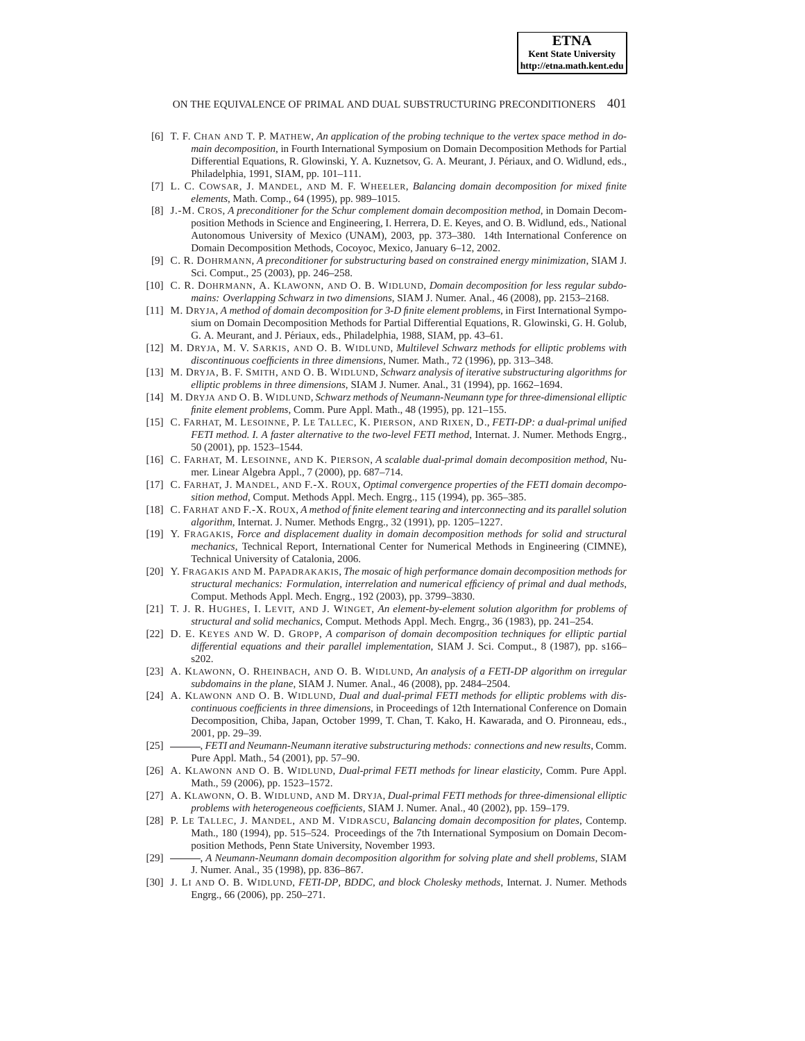[6] T. F. Chan and T. P. Mathew, *An application of the probing technique to the vertex space method in domain decomposition*, in Fourth International Symposium on Domain Decomposition Methods for Partial Differential Equations, R. Glowinski, Y. A. Kuznetsov, G. A. Meurant, J. Périaux, and O. Widlund, eds., Philadelphia, 1991, SIAM, pp. 101–111.

[7] L. C. Cowsar, J. Mandel, and M. F. Wheeler, *Balancing domain decomposition for mixed finite elements*, Math. Comp., 64 (1995), pp. 989–1015.

[8] J.-M. Cros, *A preconditioner for the Schur complement domain decomposition method*, in Domain Decomposition Methods in Science and Engineering, I. Herrera, D. E. Keyes, and O. B. Widlund, eds., National Autonomous University of Mexico (UNAM), 2003, pp. 373–380. 14th International Conference on Domain Decomposition Methods, Cocoyoc, Mexico, January 6–12, 2002.

[9] C. R. Dohrmann, *A preconditioner for substructuring based on constrained energy minimization*, SIAM J. Sci. Comput., 25 (2003), pp. 246–258.

[10] C. R. Dohrmann, A. Klawonn, and O. B. Widlund, *Domain decomposition for less regular subdomains: Overlapping Schwarz in two dimensions*, SIAM J. Numer. Anal., 46 (2008), pp. 2153–2168.

[11] M. Dryja, *A method of domain decomposition for 3-D finite element problems*, in First International Symposium on Domain Decomposition Methods for Partial Differential Equations, R. Glowinski, G. H. Golub, G. A. Meurant, and J. Périaux, eds., Philadelphia, 1988, SIAM, pp. 43–61.

[12] M. Dryja, M. V. Sarkis, and O. B. Widlund, *Multilevel Schwarz methods for elliptic problems with discontinuous coefficients in three dimensions*, Numer. Math., 72 (1996), pp. 313–348.

[13] M. Dryja, B. F. Smith, and O. B. Widlund, *Schwarz analysis of iterative substructuring algorithms for elliptic problems in three dimensions*, SIAM J. Numer. Anal., 31 (1994), pp. 1662–1694.

[14] M. Dryja and O. B. Widlund, *Schwarz methods of Neumann-Neumann type for three-dimensional elliptic finite element problems*, Comm. Pure Appl. Math., 48 (1995), pp. 121–155.

[15] C. Farhat, M. Lesoinne, P. Le Tallec, K. Pierson, and Rixen, D., *FETI-DP: a dual-primal unified FETI method. I. A faster alternative to the two-level FETI method*, Internat. J. Numer. Methods Engrg., 50 (2001), pp. 1523–1544.

[16] C. Farhat, M. Lesoinne, and K. Pierson, *A scalable dual-primal domain decomposition method*, Numer. Linear Algebra Appl., 7 (2000), pp. 687–714.

[17] C. Farhat, J. Mandel, and F.-X. Roux, *Optimal convergence properties of the FETI domain decomposition method*, Comput. Methods Appl. Mech. Engrg., 115 (1994), pp. 365–385.

[18] C. Farhat and F.-X. Roux, *A method of finite element tearing and interconnecting and its parallel solution algorithm*, Internat. J. Numer. Methods Engrg., 32 (1991), pp. 1205–1227.

[19] Y. Fragakis, *Force and displacement duality in domain decomposition methods for solid and structural mechanics*, Technical Report, International Center for Numerical Methods in Engineering (CIMNE), Technical University of Catalonia, 2006.

[20] Y. Fragakis and M. Papadrakakis, *The mosaic of high performance domain decomposition methods for structural mechanics: Formulation, interrelation and numerical efficiency of primal and dual methods*, Comput. Methods Appl. Mech. Engrg., 192 (2003), pp. 3799–3830.

[21] T. J. R. Hughes, I. Levit, and J. Winget, *An element-by-element solution algorithm for problems of structural and solid mechanics*, Comput. Methods Appl. Mech. Engrg., 36 (1983), pp. 241–254.

[22] D. E. Keyes and W. D. Gropp, *A comparison of domain decomposition techniques for elliptic partial differential equations and their parallel implementation*, SIAM J. Sci. Comput., 8 (1987), pp. s166–s202.

[23] A. Klawonn, O. Rheinbach, and O. B. Widlund, *An analysis of a FETI-DP algorithm on irregular subdomains in the plane*, SIAM J. Numer. Anal., 46 (2008), pp. 2484–2504.

[24] A. Klawonn and O. B. Widlund, *Dual and dual-primal FETI methods for elliptic problems with discontinuous coefficients in three dimensions*, in Proceedings of 12th International Conference on Domain Decomposition, Chiba, Japan, October 1999, T. Chan, T. Kako, H. Kawarada, and O. Pironneau, eds., 2001, pp. 29–39.

[25] ———, *FETI and Neumann-Neumann iterative substructuring methods: connections and new results*, Comm. Pure Appl. Math., 54 (2001), pp. 57–90.

[26] A. Klawonn and O. B. Widlund, *Dual-primal FETI methods for linear elasticity*, Comm. Pure Appl. Math., 59 (2006), pp. 1523–1572.

[27] A. Klawonn, O. B. Widlund, and M. Dryja, *Dual-primal FETI methods for three-dimensional elliptic problems with heterogeneous coefficients*, SIAM J. Numer. Anal., 40 (2002), pp. 159–179.

[28] P. Le Tallec, J. Mandel, and M. Vidrascu, *Balancing domain decomposition for plates*, Contemp. Math., 180 (1994), pp. 515–524. Proceedings of the 7th International Symposium on Domain Decomposition Methods, Penn State University, November 1993.

[29] ———, *A Neumann-Neumann domain decomposition algorithm for solving plate and shell problems*, SIAM J. Numer. Anal., 35 (1998), pp. 836–867.

[30] J. Li and O. B. Widlund, *FETI-DP, BDDC, and block Cholesky methods*, Internat. J. Numer. Methods Engrg., 66 (2006), pp. 250–271.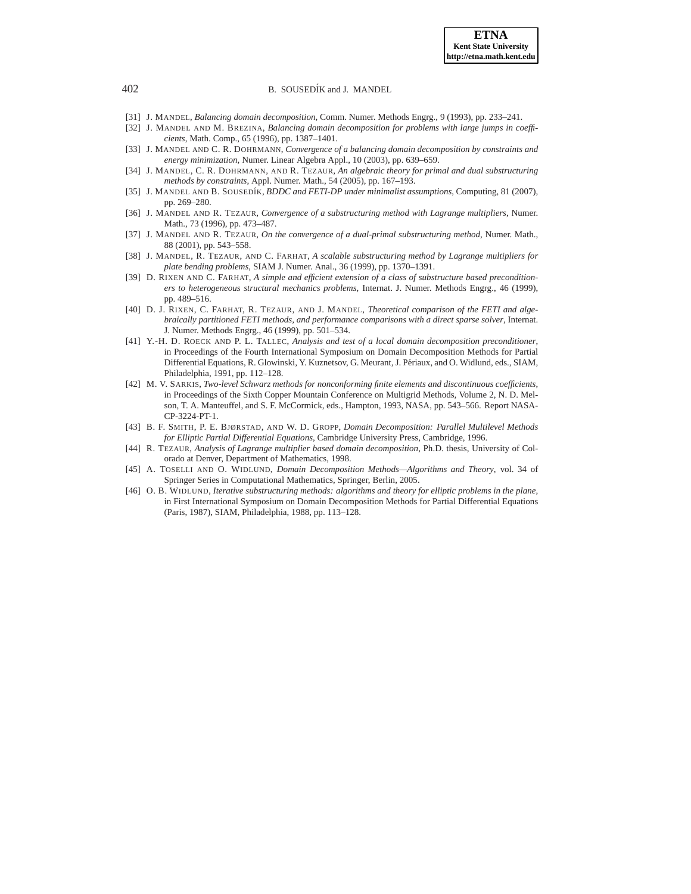[31] J. Mandel, *Balancing domain decomposition*, Comm. Numer. Methods Engrg., 9 (1993), pp. 233–241.

[32] J. Mandel and M. Brezina, *Balancing domain decomposition for problems with large jumps in coefficients*, Math. Comp., 65 (1996), pp. 1387–1401.

[33] J. Mandel and C. R. Dohrmann, *Convergence of a balancing domain decomposition by constraints and energy minimization*, Numer. Linear Algebra Appl., 10 (2003), pp. 639–659.

[34] J. Mandel, C. R. Dohrmann, and R. Tezaur, *An algebraic theory for primal and dual substructuring methods by constraints*, Appl. Numer. Math., 54 (2005), pp. 167–193.

[35] J. Mandel and B. Sousedík, *BDDC and FETI-DP under minimalist assumptions*, Computing, 81 (2007), pp. 269–280.

[36] J. Mandel and R. Tezaur, *Convergence of a substructuring method with Lagrange multipliers*, Numer. Math., 73 (1996), pp. 473–487.

[37] J. Mandel and R. Tezaur, *On the convergence of a dual-primal substructuring method*, Numer. Math., 88 (2001), pp. 543–558.

[38] J. Mandel, R. Tezaur, and C. Farhat, *A scalable substructuring method by Lagrange multipliers for plate bending problems*, SIAM J. Numer. Anal., 36 (1999), pp. 1370–1391.

[39] D. Rixen and C. Farhat, *A simple and efficient extension of a class of substructure based preconditioners to heterogeneous structural mechanics problems*, Internat. J. Numer. Methods Engrg., 46 (1999), pp. 489–516.

[40] D. J. Rixen, C. Farhat, R. Tezaur, and J. Mandel, *Theoretical comparison of the FETI and algebraically partitioned FETI methods, and performance comparisons with a direct sparse solver*, Internat. J. Numer. Methods Engrg., 46 (1999), pp. 501–534.

[41] Y.-H. D. Roeck and P. L. Tallec, *Analysis and test of a local domain decomposition preconditioner*, in Proceedings of the Fourth International Symposium on Domain Decomposition Methods for Partial Differential Equations, R. Glowinski, Y. Kuznetsov, G. Meurant, J. Périaux, and O. Widlund, eds., SIAM, Philadelphia, 1991, pp. 112–128.

[42] M. V. Sarkis, *Two-level Schwarz methods for nonconforming finite elements and discontinuous coefficients*, in Proceedings of the Sixth Copper Mountain Conference on Multigrid Methods, Volume 2, N. D. Melson, T. A. Manteuffel, and S. F. McCormick, eds., Hampton, 1993, NASA, pp. 543–566. Report NASA-CP-3224-PT-1.

[43] B. F. Smith, P. E. Bjørstad, and W. D. Gropp, *Domain Decomposition: Parallel Multilevel Methods for Elliptic Partial Differential Equations*, Cambridge University Press, Cambridge, 1996.

[44] R. Tezaur, *Analysis of Lagrange multiplier based domain decomposition*, Ph.D. thesis, University of Colorado at Denver, Department of Mathematics, 1998.

[45] A. Toselli and O. Widlund, *Domain Decomposition Methods—Algorithms and Theory*, vol. 34 of Springer Series in Computational Mathematics, Springer, Berlin, 2005.

[46] O. B. Widlund, *Iterative substructuring methods: algorithms and theory for elliptic problems in the plane*, in First International Symposium on Domain Decomposition Methods for Partial Differential Equations (Paris, 1987), SIAM, Philadelphia, 1988, pp. 113–128.